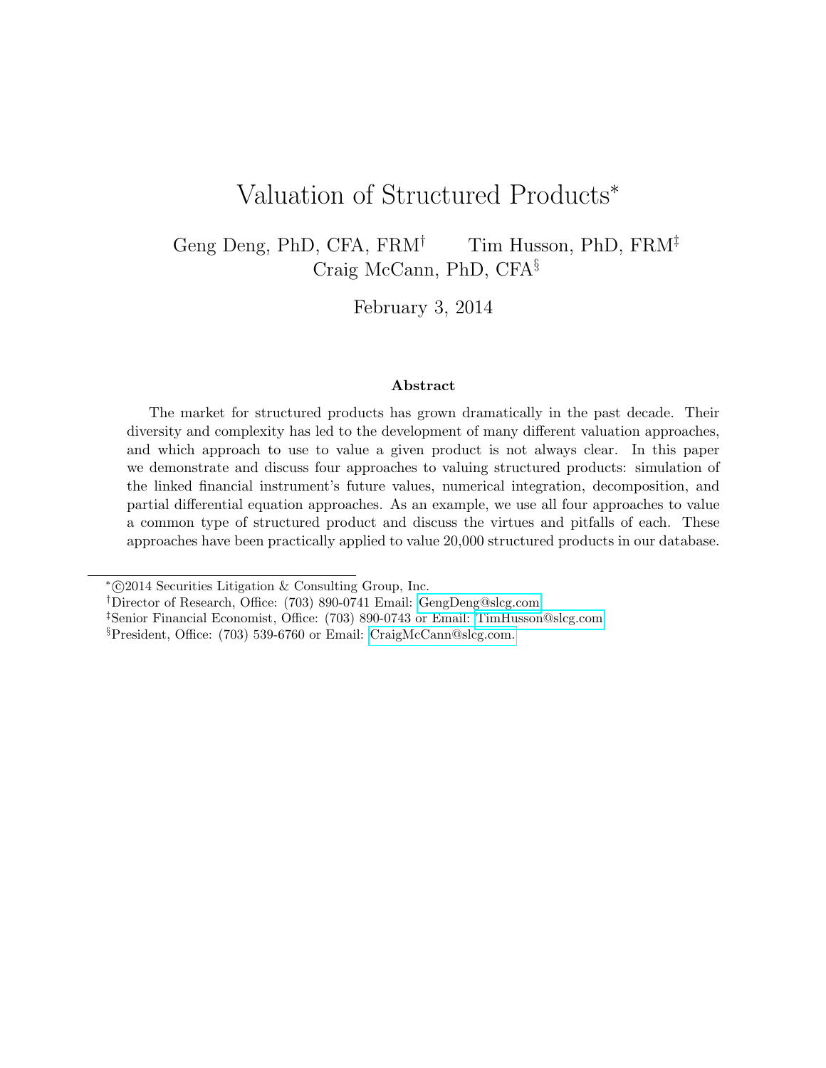# Valuation of Structured Products*

Geng Deng, PhD, CFA, FRM† Tim Husson, PhD, FRM‡
Craig McCann, PhD, CFA§

February 3, 2014

### Abstract

The market for structured products has grown dramatically in the past decade. Their diversity and complexity has led to the development of many different valuation approaches, and which approach to use to value a given product is not always clear. In this paper we demonstrate and discuss four approaches to valuing structured products: simulation of the linked financial instrument's future values, numerical integration, decomposition, and partial differential equation approaches. As an example, we use all four approaches to value a common type of structured product and discuss the virtues and pitfalls of each. These approaches have been practically applied to value 20,000 structured products in our database.

---

*©2014 Securities Litigation & Consulting Group, Inc.

†Director of Research, Office: (703) 890-0741 Email: GengDeng@slcg.com

‡Senior Financial Economist, Office: (703) 890-0743 or Email: TimHusson@slcg.com

§President, Office: (703) 539-6760 or Email: CraigMcCann@slcg.com.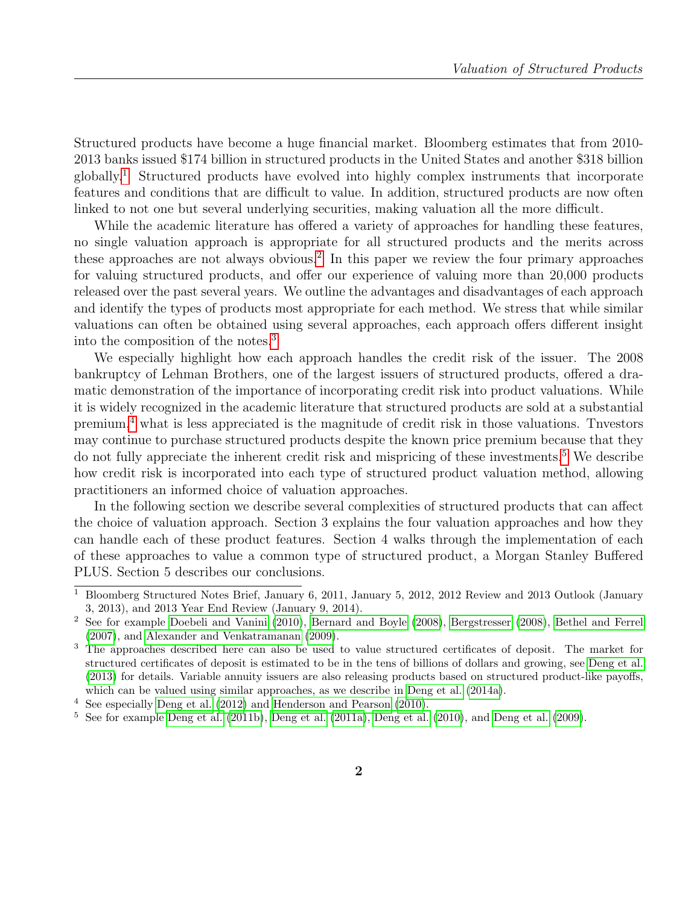Structured products have become a huge financial market. Bloomberg estimates that from 2010-2013 banks issued $174 billion in structured products in the United States and another $318 billion globally.[1] Structured products have evolved into highly complex instruments that incorporate features and conditions that are difficult to value. In addition, structured products are now often linked to not one but several underlying securities, making valuation all the more difficult.

While the academic literature has offered a variety of approaches for handling these features, no single valuation approach is appropriate for all structured products and the merits across these approaches are not always obvious.[2] In this paper we review the four primary approaches for valuing structured products, and offer our experience of valuing more than 20,000 products released over the past several years. We outline the advantages and disadvantages of each approach and identify the types of products most appropriate for each method. We stress that while similar valuations can often be obtained using several approaches, each approach offers different insight into the composition of the notes.[3]

We especially highlight how each approach handles the credit risk of the issuer. The 2008 bankruptcy of Lehman Brothers, one of the largest issuers of structured products, offered a dramatic demonstration of the importance of incorporating credit risk into product valuations. While it is widely recognized in the academic literature that structured products are sold at a substantial premium,[4] what is less appreciated is the magnitude of credit risk in those valuations. Tnvestors may continue to purchase structured products despite the known price premium because that they do not fully appreciate the inherent credit risk and mispricing of these investments.[5] We describe how credit risk is incorporated into each type of structured product valuation method, allowing practitioners an informed choice of valuation approaches.

In the following section we describe several complexities of structured products that can affect the choice of valuation approach. Section 3 explains the four valuation approaches and how they can handle each of these product features. Section 4 walks through the implementation of each of these approaches to value a common type of structured product, a Morgan Stanley Buffered PLUS. Section 5 describes our conclusions.

---

[1] Bloomberg Structured Notes Brief, January 6, 2011, January 5, 2012, 2012 Review and 2013 Outlook (January 3, 2013), and 2013 Year End Review (January 9, 2014).

[2] See for example Doebeli and Vanini (2010), Bernard and Boyle (2008), Bergstresser (2008), Bethel and Ferrel (2007), and Alexander and Venkatramanan (2009).

[3] The approaches described here can also be used to value structured certificates of deposit. The market for structured certificates of deposit is estimated to be in the tens of billions of dollars and growing, see Deng et al. (2013) for details. Variable annuity issuers are also releasing products based on structured product-like payoffs, which can be valued using similar approaches, as we describe in Deng et al. (2014a).

[4] See especially Deng et al. (2012) and Henderson and Pearson (2010).

[5] See for example Deng et al. (2011b), Deng et al. (2011a), Deng et al. (2010), and Deng et al. (2009).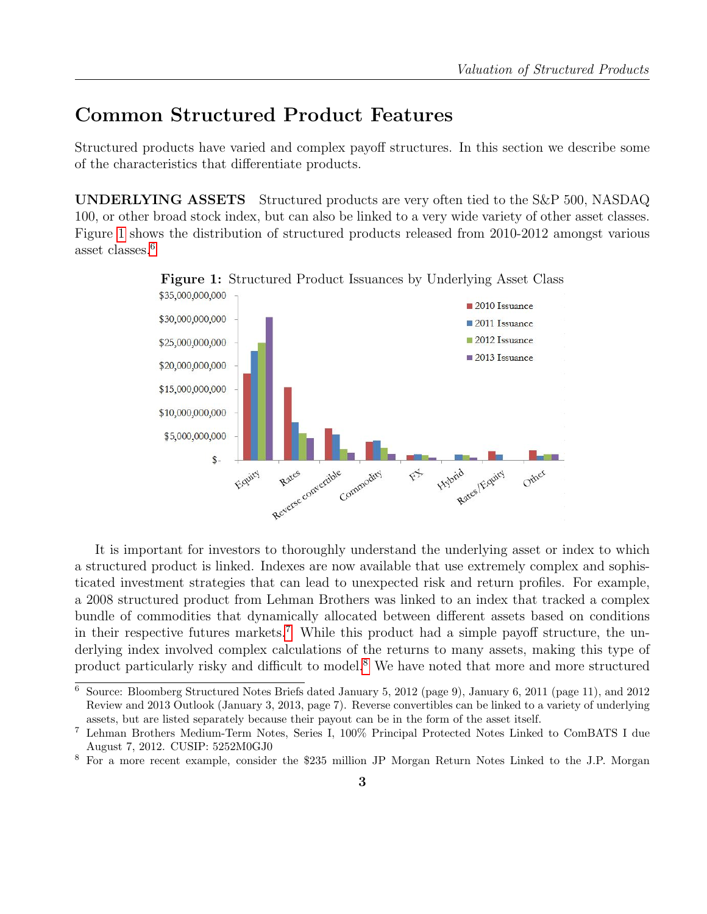## Common Structured Product Features

Structured products have varied and complex payoff structures. In this section we describe some of the characteristics that differentiate products.

**UNDERLYING ASSETS** Structured products are very often tied to the S&P 500, NASDAQ 100, or other broad stock index, but can also be linked to a very wide variety of other asset classes. Figure 1 shows the distribution of structured products released from 2010-2012 amongst various asset classes.[6]

**Figure 1:** Structured Product Issuances by Underlying Asset Class

It is important for investors to thoroughly understand the underlying asset or index to which a structured product is linked. Indexes are now available that use extremely complex and sophisticated investment strategies that can lead to unexpected risk and return profiles. For example, a 2008 structured product from Lehman Brothers was linked to an index that tracked a complex bundle of commodities that dynamically allocated between different assets based on conditions in their respective futures markets.[7] While this product had a simple payoff structure, the underlying index involved complex calculations of the returns to many assets, making this type of product particularly risky and difficult to model.[8] We have noted that more and more structured

---

[6] Source: Bloomberg Structured Notes Briefs dated January 5, 2012 (page 9), January 6, 2011 (page 11), and 2012 Review and 2013 Outlook (January 3, 2013, page 7). Reverse convertibles can be linked to a variety of underlying assets, but are listed separately because their payout can be in the form of the asset itself.

[7] Lehman Brothers Medium-Term Notes, Series I, 100% Principal Protected Notes Linked to ComBATS I due August 7, 2012. CUSIP: 5252M0GJ0

[8] For a more recent example, consider the $235 million JP Morgan Return Notes Linked to the J.P. Morgan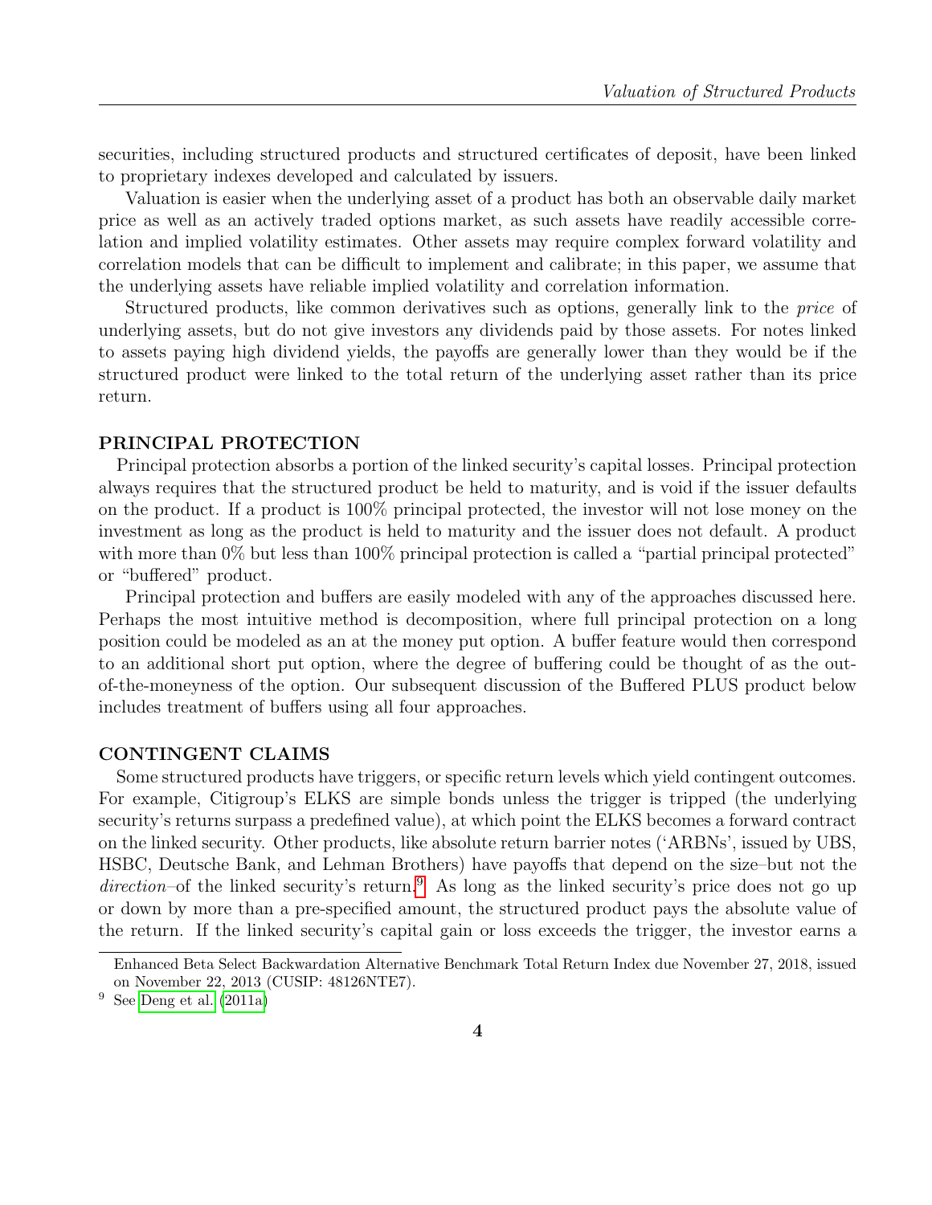securities, including structured products and structured certificates of deposit, have been linked to proprietary indexes developed and calculated by issuers.

Valuation is easier when the underlying asset of a product has both an observable daily market price as well as an actively traded options market, as such assets have readily accessible correlation and implied volatility estimates. Other assets may require complex forward volatility and correlation models that can be difficult to implement and calibrate; in this paper, we assume that the underlying assets have reliable implied volatility and correlation information.

Structured products, like common derivatives such as options, generally link to the *price* of underlying assets, but do not give investors any dividends paid by those assets. For notes linked to assets paying high dividend yields, the payoffs are generally lower than they would be if the structured product were linked to the total return of the underlying asset rather than its price return.

## PRINCIPAL PROTECTION

Principal protection absorbs a portion of the linked security's capital losses. Principal protection always requires that the structured product be held to maturity, and is void if the issuer defaults on the product. If a product is 100% principal protected, the investor will not lose money on the investment as long as the product is held to maturity and the issuer does not default. A product with more than 0% but less than 100% principal protection is called a "partial principal protected" or "buffered" product.

Principal protection and buffers are easily modeled with any of the approaches discussed here. Perhaps the most intuitive method is decomposition, where full principal protection on a long position could be modeled as an at the money put option. A buffer feature would then correspond to an additional short put option, where the degree of buffering could be thought of as the out-of-the-moneyness of the option. Our subsequent discussion of the Buffered PLUS product below includes treatment of buffers using all four approaches.

## CONTINGENT CLAIMS

Some structured products have triggers, or specific return levels which yield contingent outcomes. For example, Citigroup's ELKS are simple bonds unless the trigger is tripped (the underlying security's returns surpass a predefined value), at which point the ELKS becomes a forward contract on the linked security. Other products, like absolute return barrier notes ('ARBNs', issued by UBS, HSBC, Deutsche Bank, and Lehman Brothers) have payoffs that depend on the size–but not the *direction*–of the linked security's return.[9] As long as the linked security's price does not go up or down by more than a pre-specified amount, the structured product pays the absolute value of the return. If the linked security's capital gain or loss exceeds the trigger, the investor earns a

Enhanced Beta Select Backwardation Alternative Benchmark Total Return Index due November 27, 2018, issued on November 22, 2013 (CUSIP: 48126NTE7).

[9] See Deng et al. (2011a)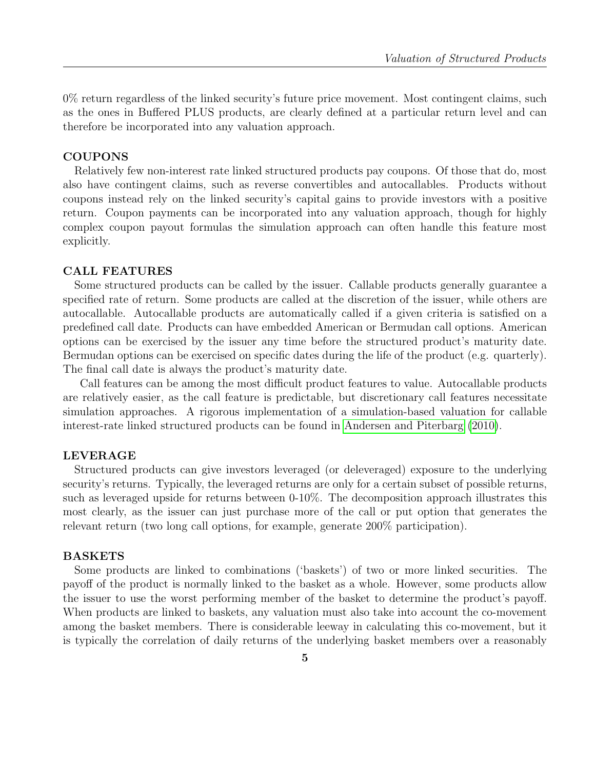0% return regardless of the linked security's future price movement. Most contingent claims, such as the ones in Buffered PLUS products, are clearly defined at a particular return level and can therefore be incorporated into any valuation approach.

### COUPONS

Relatively few non-interest rate linked structured products pay coupons. Of those that do, most also have contingent claims, such as reverse convertibles and autocallables. Products without coupons instead rely on the linked security's capital gains to provide investors with a positive return. Coupon payments can be incorporated into any valuation approach, though for highly complex coupon payout formulas the simulation approach can often handle this feature most explicitly.

### CALL FEATURES

Some structured products can be called by the issuer. Callable products generally guarantee a specified rate of return. Some products are called at the discretion of the issuer, while others are autocallable. Autocallable products are automatically called if a given criteria is satisfied on a predefined call date. Products can have embedded American or Bermudan call options. American options can be exercised by the issuer any time before the structured product's maturity date. Bermudan options can be exercised on specific dates during the life of the product (e.g. quarterly). The final call date is always the product's maturity date.

Call features can be among the most difficult product features to value. Autocallable products are relatively easier, as the call feature is predictable, but discretionary call features necessitate simulation approaches. A rigorous implementation of a simulation-based valuation for callable interest-rate linked structured products can be found in Andersen and Piterbarg (2010).

### LEVERAGE

Structured products can give investors leveraged (or deleveraged) exposure to the underlying security's returns. Typically, the leveraged returns are only for a certain subset of possible returns, such as leveraged upside for returns between 0-10%. The decomposition approach illustrates this most clearly, as the issuer can just purchase more of the call or put option that generates the relevant return (two long call options, for example, generate 200% participation).

### BASKETS

Some products are linked to combinations ('baskets') of two or more linked securities. The payoff of the product is normally linked to the basket as a whole. However, some products allow the issuer to use the worst performing member of the basket to determine the product's payoff. When products are linked to baskets, any valuation must also take into account the co-movement among the basket members. There is considerable leeway in calculating this co-movement, but it is typically the correlation of daily returns of the underlying basket members over a reasonably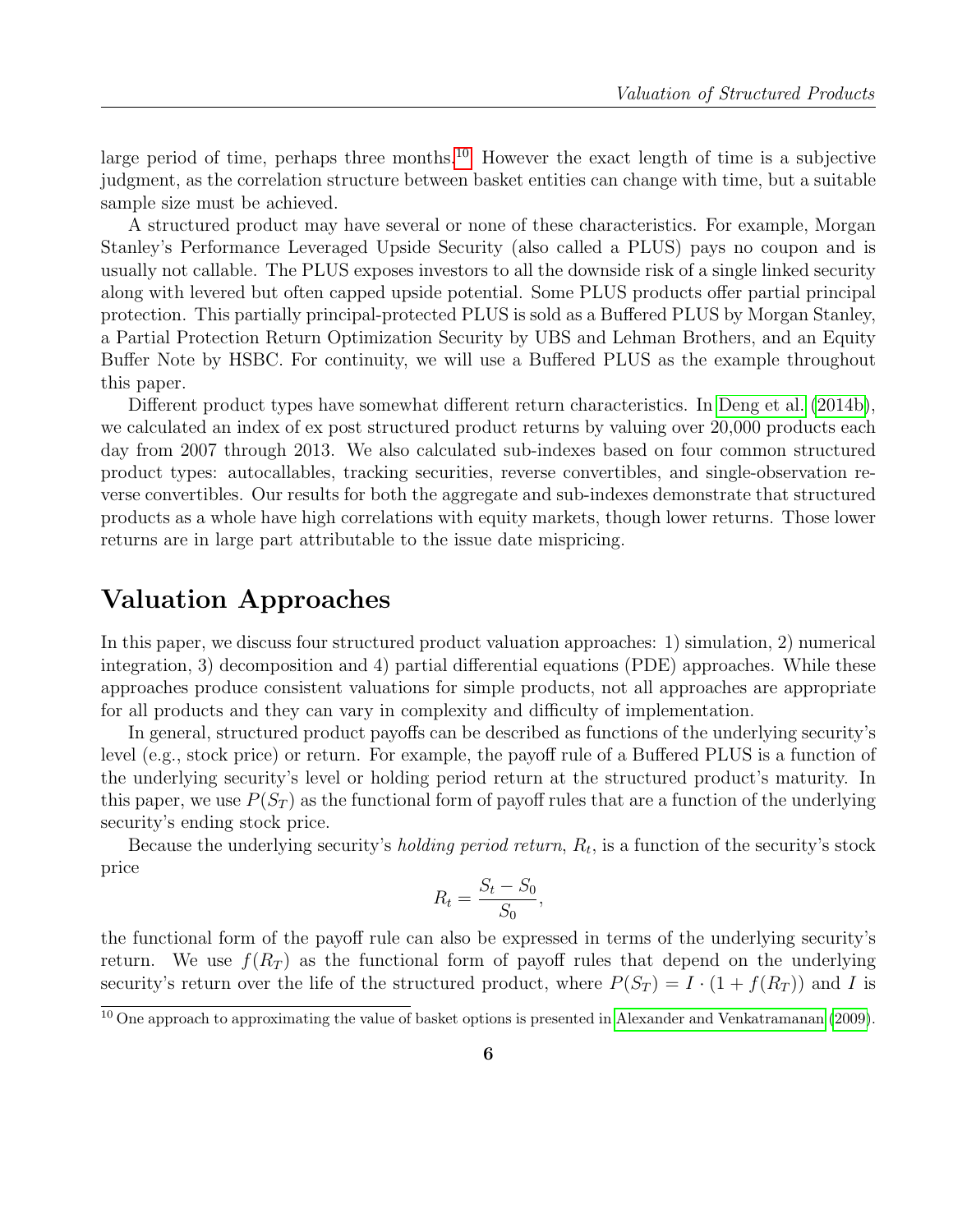large period of time, perhaps three months.[10] However the exact length of time is a subjective judgment, as the correlation structure between basket entities can change with time, but a suitable sample size must be achieved.

A structured product may have several or none of these characteristics. For example, Morgan Stanley's Performance Leveraged Upside Security (also called a PLUS) pays no coupon and is usually not callable. The PLUS exposes investors to all the downside risk of a single linked security along with levered but often capped upside potential. Some PLUS products offer partial principal protection. This partially principal-protected PLUS is sold as a Buffered PLUS by Morgan Stanley, a Partial Protection Return Optimization Security by UBS and Lehman Brothers, and an Equity Buffer Note by HSBC. For continuity, we will use a Buffered PLUS as the example throughout this paper.

Different product types have somewhat different return characteristics. In Deng et al. (2014b), we calculated an index of ex post structured product returns by valuing over 20,000 products each day from 2007 through 2013. We also calculated sub-indexes based on four common structured product types: autocallables, tracking securities, reverse convertibles, and single-observation reverse convertibles. Our results for both the aggregate and sub-indexes demonstrate that structured products as a whole have high correlations with equity markets, though lower returns. Those lower returns are in large part attributable to the issue date mispricing.

## Valuation Approaches

In this paper, we discuss four structured product valuation approaches: 1) simulation, 2) numerical integration, 3) decomposition and 4) partial differential equations (PDE) approaches. While these approaches produce consistent valuations for simple products, not all approaches are appropriate for all products and they can vary in complexity and difficulty of implementation.

In general, structured product payoffs can be described as functions of the underlying security's level (e.g., stock price) or return. For example, the payoff rule of a Buffered PLUS is a function of the underlying security's level or holding period return at the structured product's maturity. In this paper, we use $P(S_T)$ as the functional form of payoff rules that are a function of the underlying security's ending stock price.

Because the underlying security's *holding period return*, $R_t$, is a function of the security's stock price

$$R_t = \frac{S_t - S_0}{S_0},$$

the functional form of the payoff rule can also be expressed in terms of the underlying security's return. We use $f(R_T)$ as the functional form of payoff rules that depend on the underlying security's return over the life of the structured product, where $P(S_T) = I \cdot (1 + f(R_T))$ and $I$ is

[10] One approach to approximating the value of basket options is presented in Alexander and Venkatramanan (2009).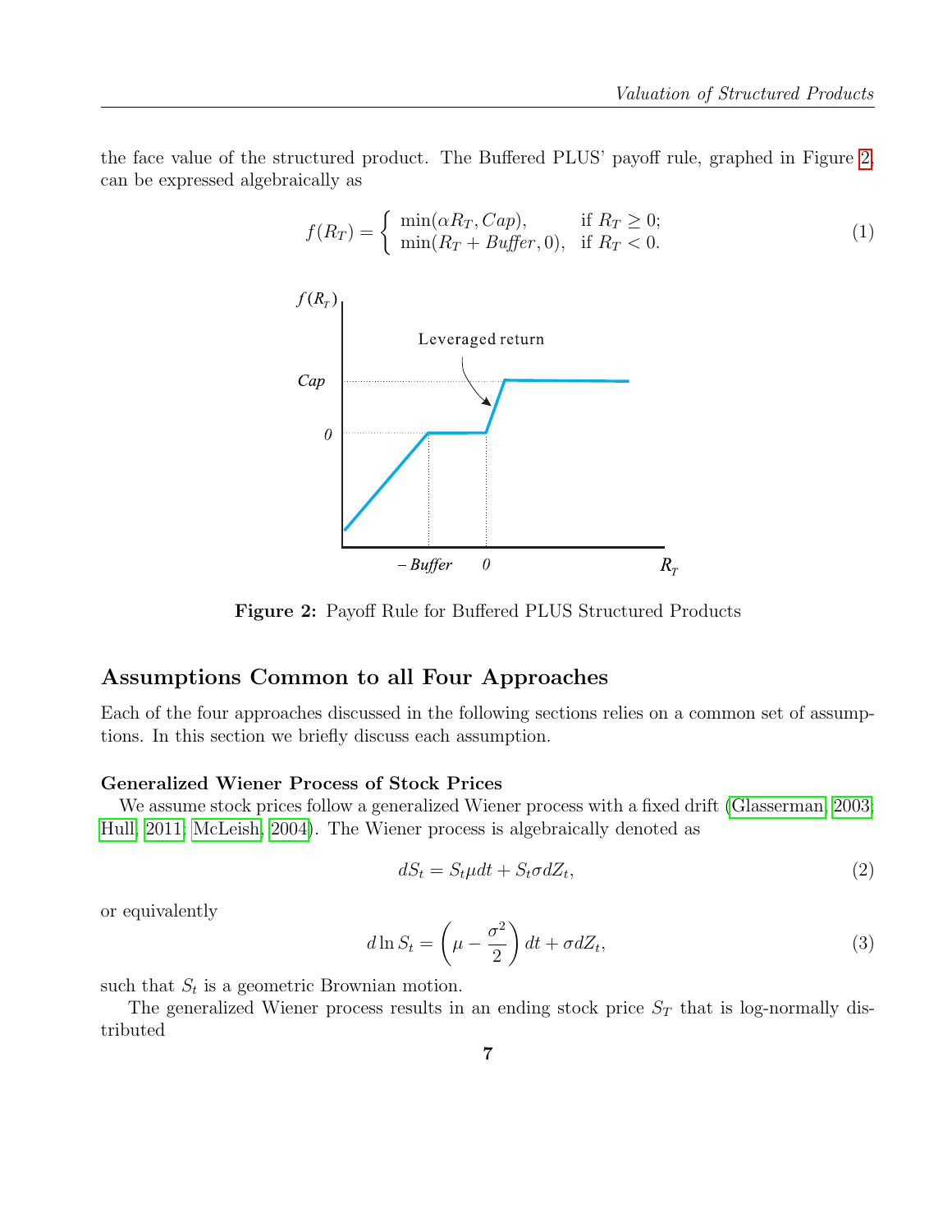the face value of the structured product. The Buffered PLUS' payoff rule, graphed in Figure 2, can be expressed algebraically as

$$f(R_T) = \begin{cases} \min(\alpha R_T, Cap), & \text{if } R_T \geq 0; \\ \min(R_T + Buffer, 0), & \text{if } R_T < 0. \end{cases} \tag{1}$$

**Figure 2:** Payoff Rule for Buffered PLUS Structured Products

## Assumptions Common to all Four Approaches

Each of the four approaches discussed in the following sections relies on a common set of assumptions. In this section we briefly discuss each assumption.

### Generalized Wiener Process of Stock Prices

We assume stock prices follow a generalized Wiener process with a fixed drift (Glasserman, 2003; Hull, 2011; McLeish, 2004). The Wiener process is algebraically denoted as

$$dS_t = S_t \mu dt + S_t \sigma dZ_t, \tag{2}$$

or equivalently

$$d \ln S_t = \left( \mu - \frac{\sigma^2}{2} \right) dt + \sigma dZ_t, \tag{3}$$

such that $S_t$ is a geometric Brownian motion.

The generalized Wiener process results in an ending stock price $S_T$ that is log-normally distributed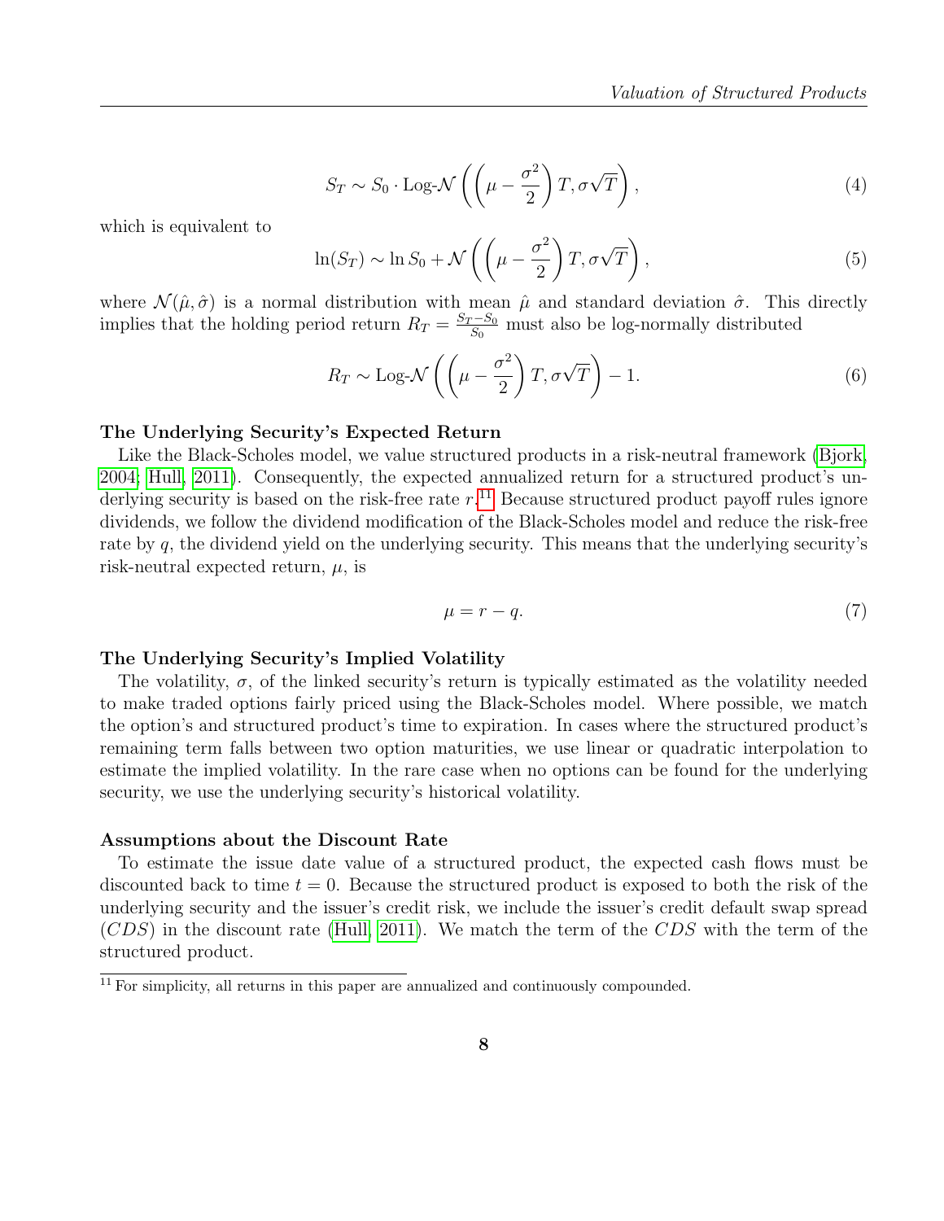$$S_T \sim S_0 \cdot \text{Log-}\mathcal{N}\left(\left(\mu - \frac{\sigma^2}{2}\right)T, \sigma\sqrt{T}\right), \tag{4}$$

which is equivalent to

$$\ln(S_T) \sim \ln S_0 + \mathcal{N}\left(\left(\mu - \frac{\sigma^2}{2}\right)T, \sigma\sqrt{T}\right), \tag{5}$$

where $\mathcal{N}(\hat{\mu}, \hat{\sigma})$ is a normal distribution with mean $\hat{\mu}$ and standard deviation $\hat{\sigma}$. This directly implies that the holding period return $R_T = \frac{S_T - S_0}{S_0}$ must also be log-normally distributed

$$R_T \sim \text{Log-}\mathcal{N}\left(\left(\mu - \frac{\sigma^2}{2}\right)T, \sigma\sqrt{T}\right) - 1. \tag{6}$$

**The Underlying Security's Expected Return**

Like the Black-Scholes model, we value structured products in a risk-neutral framework (Bjork, 2004; Hull, 2011). Consequently, the expected annualized return for a structured product's underlying security is based on the risk-free rate $r$.[11] Because structured product payoff rules ignore dividends, we follow the dividend modification of the Black-Scholes model and reduce the risk-free rate by $q$, the dividend yield on the underlying security. This means that the underlying security's risk-neutral expected return, $\mu$, is

$$\mu = r - q. \tag{7}$$

**The Underlying Security's Implied Volatility**

The volatility, $\sigma$, of the linked security's return is typically estimated as the volatility needed to make traded options fairly priced using the Black-Scholes model. Where possible, we match the option's and structured product's time to expiration. In cases where the structured product's remaining term falls between two option maturities, we use linear or quadratic interpolation to estimate the implied volatility. In the rare case when no options can be found for the underlying security, we use the underlying security's historical volatility.

**Assumptions about the Discount Rate**

To estimate the issue date value of a structured product, the expected cash flows must be discounted back to time $t = 0$. Because the structured product is exposed to both the risk of the underlying security and the issuer's credit risk, we include the issuer's credit default swap spread ($CDS$) in the discount rate (Hull, 2011). We match the term of the $CDS$ with the term of the structured product.

[11] For simplicity, all returns in this paper are annualized and continuously compounded.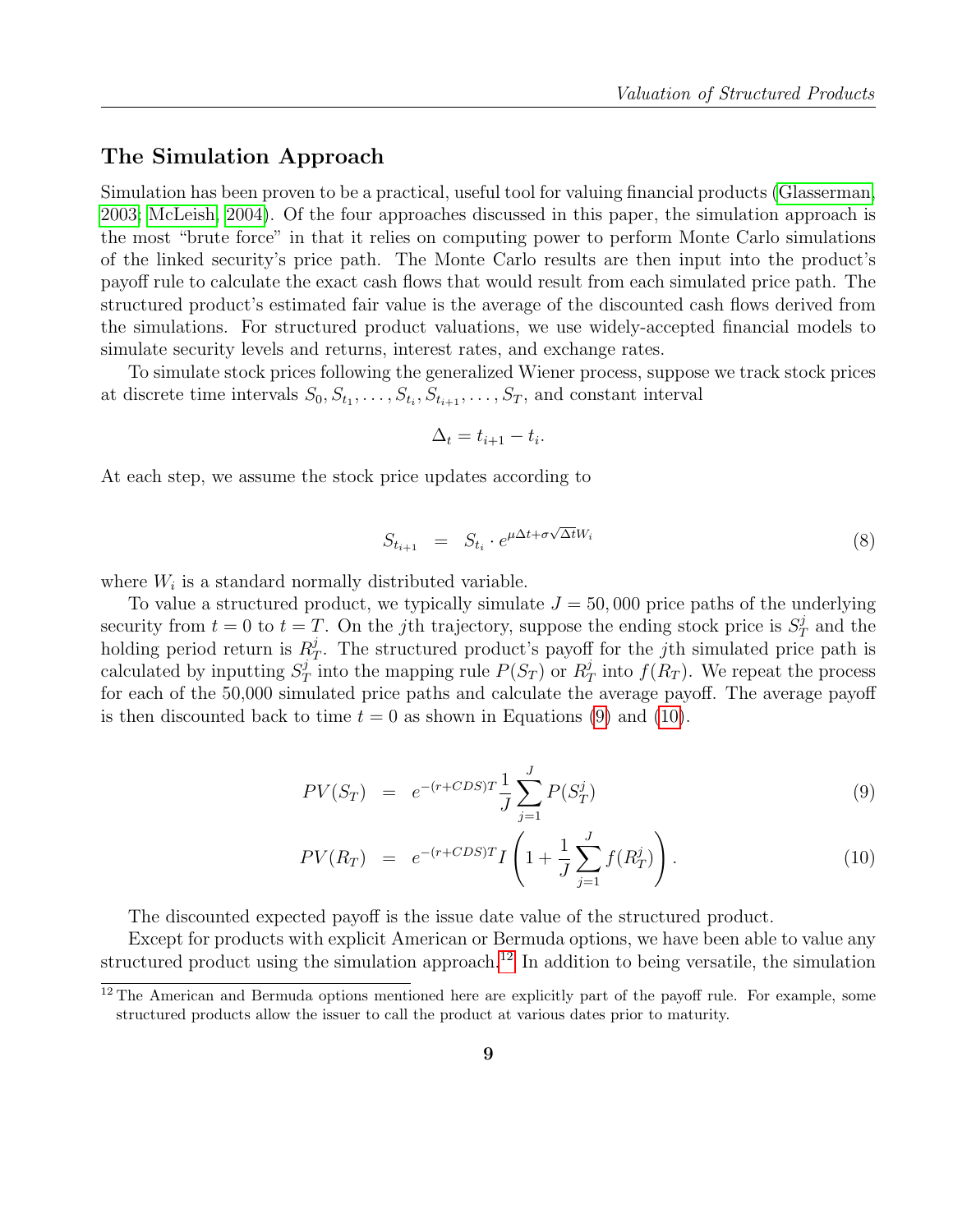## The Simulation Approach

Simulation has been proven to be a practical, useful tool for valuing financial products (Glasserman, 2003; McLeish, 2004). Of the four approaches discussed in this paper, the simulation approach is the most "brute force" in that it relies on computing power to perform Monte Carlo simulations of the linked security's price path. The Monte Carlo results are then input into the product's payoff rule to calculate the exact cash flows that would result from each simulated price path. The structured product's estimated fair value is the average of the discounted cash flows derived from the simulations. For structured product valuations, we use widely-accepted financial models to simulate security levels and returns, interest rates, and exchange rates.

To simulate stock prices following the generalized Wiener process, suppose we track stock prices at discrete time intervals $S_0, S_{t_1}, \ldots, S_{t_i}, S_{t_{i+1}}, \ldots, S_T$, and constant interval

$$\Delta_t = t_{i+1} - t_i.$$

At each step, we assume the stock price updates according to

$$S_{t_{i+1}} \;\; = \;\; S_{t_i} \cdot e^{\mu \Delta t + \sigma \sqrt{\Delta t} W_i} \tag{8}$$

where $W_i$ is a standard normally distributed variable.

To value a structured product, we typically simulate $J = 50,000$ price paths of the underlying security from $t = 0$ to $t = T$. On the $j$th trajectory, suppose the ending stock price is $S_T^j$ and the holding period return is $R_T^j$. The structured product's payoff for the $j$th simulated price path is calculated by inputting $S_T^j$ into the mapping rule $P(S_T)$ or $R_T^j$ into $f(R_T)$. We repeat the process for each of the 50,000 simulated price paths and calculate the average payoff. The average payoff is then discounted back to time $t = 0$ as shown in Equations (9) and (10).

$$PV(S_T) \;\; = \;\; e^{-(r+CDS)T} \frac{1}{J} \sum_{j=1}^{J} P(S_T^j) \tag{9}$$

$$PV(R_T) \;\; = \;\; e^{-(r+CDS)T} I \left( 1 + \frac{1}{J} \sum_{j=1}^{J} f(R_T^j) \right). \tag{10}$$

The discounted expected payoff is the issue date value of the structured product.

Except for products with explicit American or Bermuda options, we have been able to value any structured product using the simulation approach.[12] In addition to being versatile, the simulation

[12] The American and Bermuda options mentioned here are explicitly part of the payoff rule. For example, some structured products allow the issuer to call the product at various dates prior to maturity.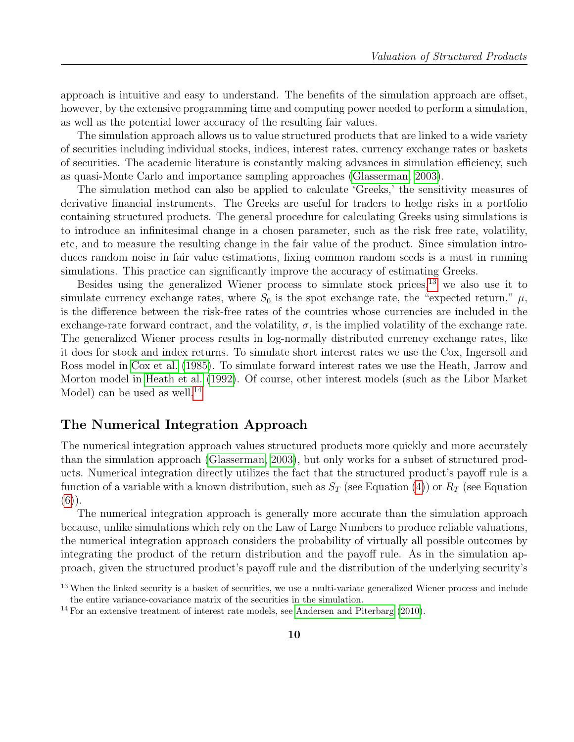approach is intuitive and easy to understand. The benefits of the simulation approach are offset, however, by the extensive programming time and computing power needed to perform a simulation, as well as the potential lower accuracy of the resulting fair values.

The simulation approach allows us to value structured products that are linked to a wide variety of securities including individual stocks, indices, interest rates, currency exchange rates or baskets of securities. The academic literature is constantly making advances in simulation efficiency, such as quasi-Monte Carlo and importance sampling approaches (Glasserman, 2003).

The simulation method can also be applied to calculate 'Greeks,' the sensitivity measures of derivative financial instruments. The Greeks are useful for traders to hedge risks in a portfolio containing structured products. The general procedure for calculating Greeks using simulations is to introduce an infinitesimal change in a chosen parameter, such as the risk free rate, volatility, etc, and to measure the resulting change in the fair value of the product. Since simulation introduces random noise in fair value estimations, fixing common random seeds is a must in running simulations. This practice can significantly improve the accuracy of estimating Greeks.

Besides using the generalized Wiener process to simulate stock prices,[13] we also use it to simulate currency exchange rates, where $S_0$ is the spot exchange rate, the "expected return," $\mu$, is the difference between the risk-free rates of the countries whose currencies are included in the exchange-rate forward contract, and the volatility, $\sigma$, is the implied volatility of the exchange rate. The generalized Wiener process results in log-normally distributed currency exchange rates, like it does for stock and index returns. To simulate short interest rates we use the Cox, Ingersoll and Ross model in Cox et al. (1985). To simulate forward interest rates we use the Heath, Jarrow and Morton model in Heath et al. (1992). Of course, other interest models (such as the Libor Market Model) can be used as well.[14]

## The Numerical Integration Approach

The numerical integration approach values structured products more quickly and more accurately than the simulation approach (Glasserman, 2003), but only works for a subset of structured products. Numerical integration directly utilizes the fact that the structured product's payoff rule is a function of a variable with a known distribution, such as $S_T$ (see Equation (4)) or $R_T$ (see Equation (6)).

The numerical integration approach is generally more accurate than the simulation approach because, unlike simulations which rely on the Law of Large Numbers to produce reliable valuations, the numerical integration approach considers the probability of virtually all possible outcomes by integrating the product of the return distribution and the payoff rule. As in the simulation approach, given the structured product's payoff rule and the distribution of the underlying security's

[13] When the linked security is a basket of securities, we use a multi-variate generalized Wiener process and include the entire variance-covariance matrix of the securities in the simulation.

[14] For an extensive treatment of interest rate models, see Andersen and Piterbarg (2010).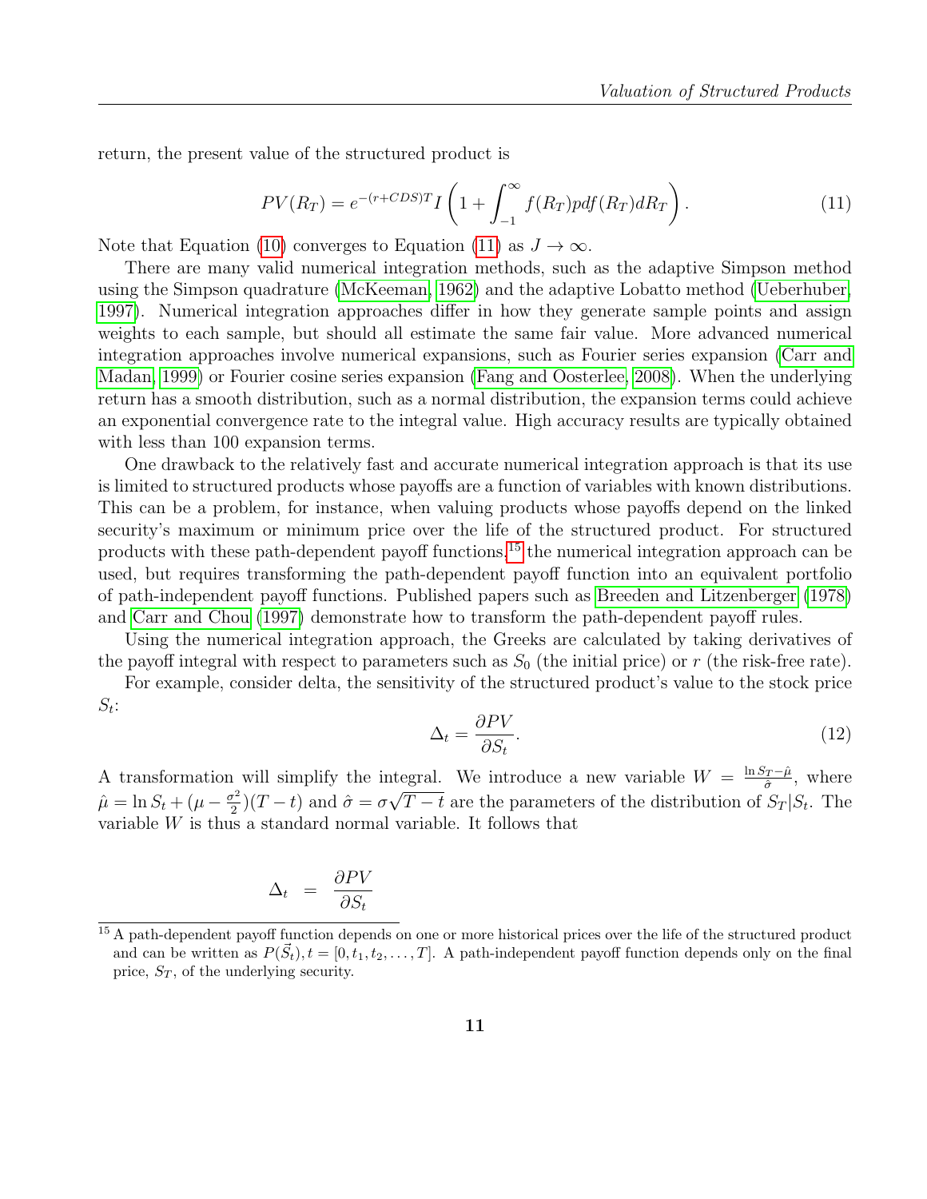return, the present value of the structured product is

$$PV(R_T) = e^{-(r+CDS)T} I \left( 1 + \int_{-1}^{\infty} f(R_T) pdf(R_T) dR_T \right). \tag{11}$$

Note that Equation (10) converges to Equation (11) as $J \to \infty$.

There are many valid numerical integration methods, such as the adaptive Simpson method using the Simpson quadrature (McKeeman, 1962) and the adaptive Lobatto method (Ueberhuber, 1997). Numerical integration approaches differ in how they generate sample points and assign weights to each sample, but should all estimate the same fair value. More advanced numerical integration approaches involve numerical expansions, such as Fourier series expansion (Carr and Madan, 1999) or Fourier cosine series expansion (Fang and Oosterlee, 2008). When the underlying return has a smooth distribution, such as a normal distribution, the expansion terms could achieve an exponential convergence rate to the integral value. High accuracy results are typically obtained with less than 100 expansion terms.

One drawback to the relatively fast and accurate numerical integration approach is that its use is limited to structured products whose payoffs are a function of variables with known distributions. This can be a problem, for instance, when valuing products whose payoffs depend on the linked security's maximum or minimum price over the life of the structured product. For structured products with these path-dependent payoff functions,[15] the numerical integration approach can be used, but requires transforming the path-dependent payoff function into an equivalent portfolio of path-independent payoff functions. Published papers such as Breeden and Litzenberger (1978) and Carr and Chou (1997) demonstrate how to transform the path-dependent payoff rules.

Using the numerical integration approach, the Greeks are calculated by taking derivatives of the payoff integral with respect to parameters such as $S_0$ (the initial price) or $r$ (the risk-free rate).

For example, consider delta, the sensitivity of the structured product's value to the stock price $S_t$:

$$\Delta_t = \frac{\partial PV}{\partial S_t}. \tag{12}$$

A transformation will simplify the integral. We introduce a new variable $W = \frac{\ln S_T - \hat{\mu}}{\hat{\sigma}}$, where $\hat{\mu} = \ln S_t + (\mu - \frac{\sigma^2}{2})(T-t)$ and $\hat{\sigma} = \sigma\sqrt{T-t}$ are the parameters of the distribution of $S_T|S_t$. The variable $W$ is thus a standard normal variable. It follows that

$$\Delta_t = \frac{\partial PV}{\partial S_t}$$

[15] A path-dependent payoff function depends on one or more historical prices over the life of the structured product and can be written as $P(\vec{S}_t), t = [0, t_1, t_2, \ldots, T]$. A path-independent payoff function depends only on the final price, $S_T$, of the underlying security.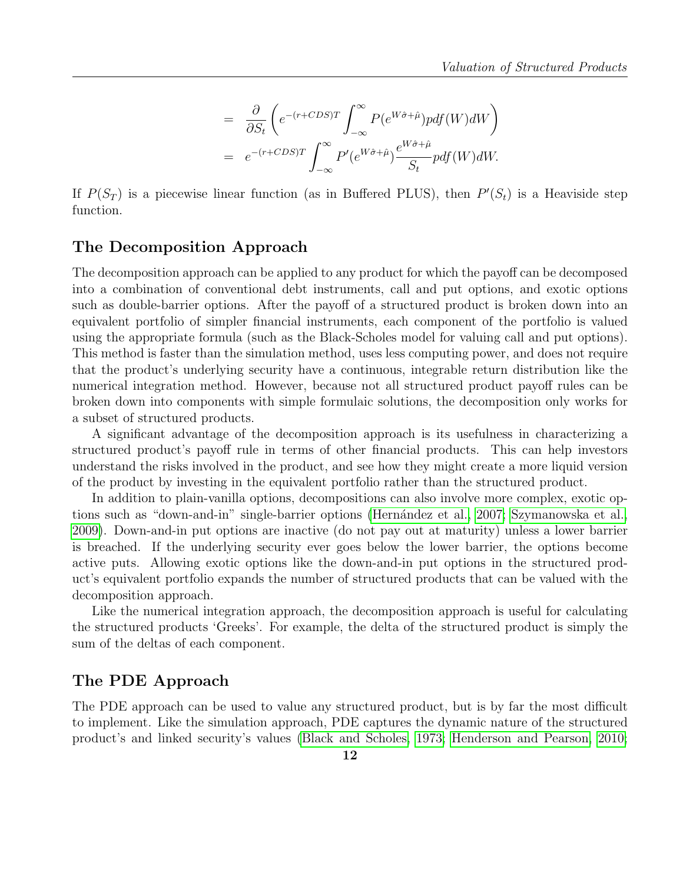$$
\begin{aligned}
&= \frac{\partial}{\partial S_t}\left(e^{-(r+CDS)T}\int_{-\infty}^{\infty} P(e^{W\hat{\sigma}+\hat{\mu}})pdf(W)dW\right) \\
&= e^{-(r+CDS)T}\int_{-\infty}^{\infty} P'(e^{W\hat{\sigma}+\hat{\mu}})\frac{e^{W\hat{\sigma}+\hat{\mu}}}{S_t}pdf(W)dW.
\end{aligned}
$$

If $P(S_T)$ is a piecewise linear function (as in Buffered PLUS), then $P'(S_t)$ is a Heaviside step function.

## The Decomposition Approach

The decomposition approach can be applied to any product for which the payoff can be decomposed into a combination of conventional debt instruments, call and put options, and exotic options such as double-barrier options. After the payoff of a structured product is broken down into an equivalent portfolio of simpler financial instruments, each component of the portfolio is valued using the appropriate formula (such as the Black-Scholes model for valuing call and put options). This method is faster than the simulation method, uses less computing power, and does not require that the product's underlying security have a continuous, integrable return distribution like the numerical integration method. However, because not all structured product payoff rules can be broken down into components with simple formulaic solutions, the decomposition only works for a subset of structured products.

A significant advantage of the decomposition approach is its usefulness in characterizing a structured product's payoff rule in terms of other financial products. This can help investors understand the risks involved in the product, and see how they might create a more liquid version of the product by investing in the equivalent portfolio rather than the structured product.

In addition to plain-vanilla options, decompositions can also involve more complex, exotic options such as "down-and-in" single-barrier options (Hernández et al., 2007; Szymanowska et al., 2009). Down-and-in put options are inactive (do not pay out at maturity) unless a lower barrier is breached. If the underlying security ever goes below the lower barrier, the options become active puts. Allowing exotic options like the down-and-in put options in the structured product's equivalent portfolio expands the number of structured products that can be valued with the decomposition approach.

Like the numerical integration approach, the decomposition approach is useful for calculating the structured products 'Greeks'. For example, the delta of the structured product is simply the sum of the deltas of each component.

## The PDE Approach

The PDE approach can be used to value any structured product, but is by far the most difficult to implement. Like the simulation approach, PDE captures the dynamic nature of the structured product's and linked security's values (Black and Scholes, 1973; Henderson and Pearson, 2010;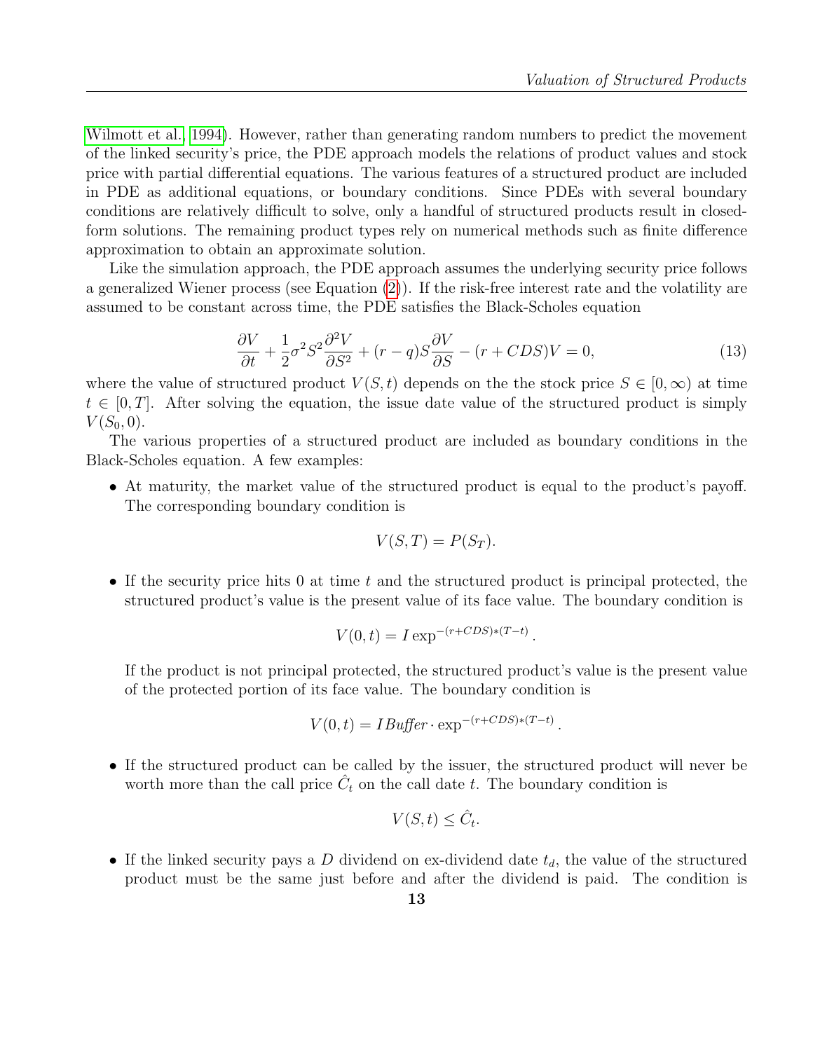Wilmott et al., 1994). However, rather than generating random numbers to predict the movement of the linked security's price, the PDE approach models the relations of product values and stock price with partial differential equations. The various features of a structured product are included in PDE as additional equations, or boundary conditions. Since PDEs with several boundary conditions are relatively difficult to solve, only a handful of structured products result in closed-form solutions. The remaining product types rely on numerical methods such as finite difference approximation to obtain an approximate solution.

Like the simulation approach, the PDE approach assumes the underlying security price follows a generalized Wiener process (see Equation (2)). If the risk-free interest rate and the volatility are assumed to be constant across time, the PDE satisfies the Black-Scholes equation

$$\frac{\partial V}{\partial t} + \frac{1}{2}\sigma^2 S^2 \frac{\partial^2 V}{\partial S^2} + (r - q)S\frac{\partial V}{\partial S} - (r + CDS)V = 0, \tag{13}$$

where the value of structured product $V(S, t)$ depends on the the stock price $S \in [0, \infty)$ at time $t \in [0, T]$. After solving the equation, the issue date value of the structured product is simply $V(S_0, 0)$.

The various properties of a structured product are included as boundary conditions in the Black-Scholes equation. A few examples:

- At maturity, the market value of the structured product is equal to the product's payoff. The corresponding boundary condition is

$$V(S, T) = P(S_T).$$

- If the security price hits 0 at time $t$ and the structured product is principal protected, the structured product's value is the present value of its face value. The boundary condition is

$$V(0, t) = I \exp^{-(r+CDS)*(T-t)}.$$

  If the product is not principal protected, the structured product's value is the present value of the protected portion of its face value. The boundary condition is

$$V(0, t) = I\mathit{Buffer} \cdot \exp^{-(r+CDS)*(T-t)}.$$

- If the structured product can be called by the issuer, the structured product will never be worth more than the call price $\hat{C}_t$ on the call date $t$. The boundary condition is

$$V(S, t) \leq \hat{C}_t.$$

- If the linked security pays a $D$ dividend on ex-dividend date $t_d$, the value of the structured product must be the same just before and after the dividend is paid. The condition is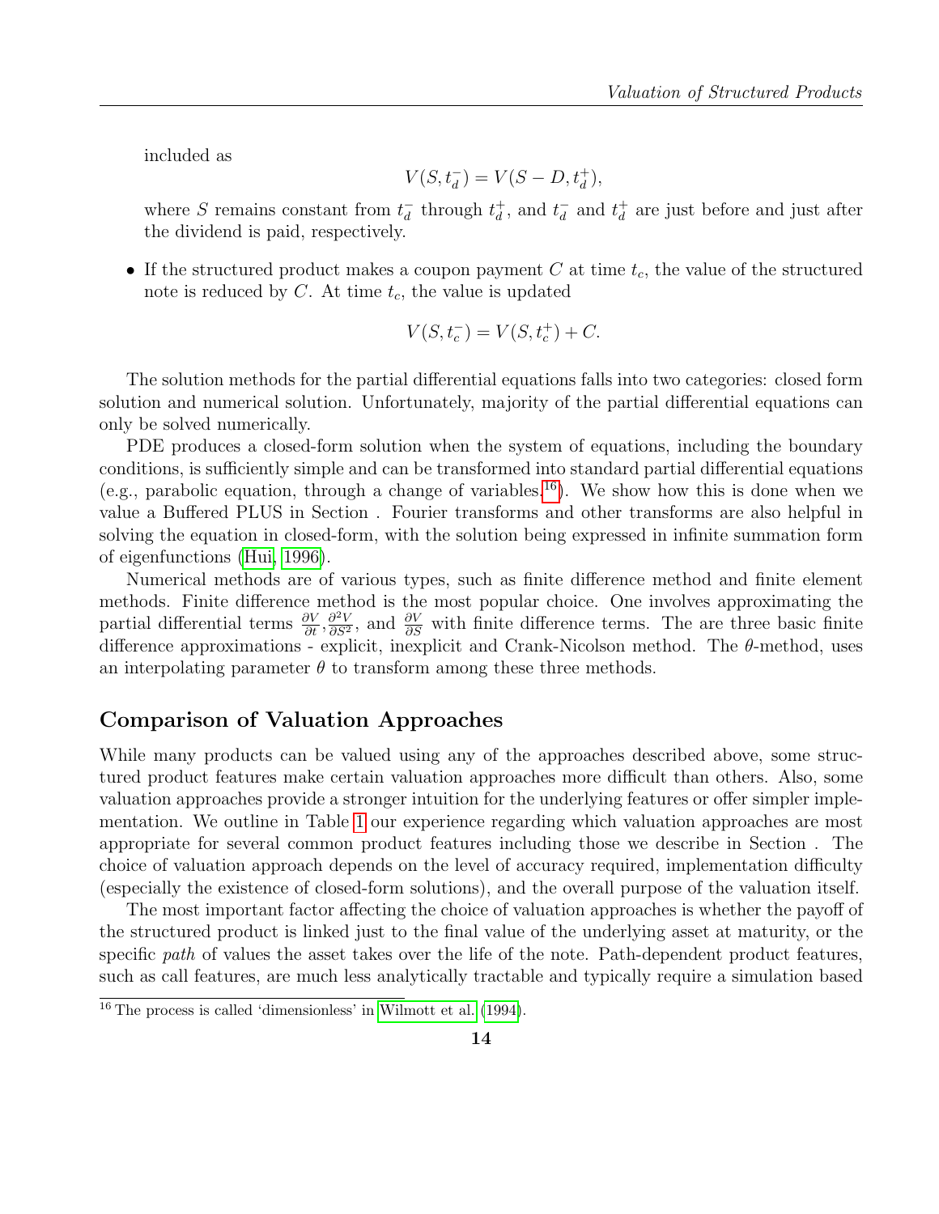included as

$$V(S, t_d^-) = V(S - D, t_d^+),$$

where $S$ remains constant from $t_d^-$ through $t_d^+$, and $t_d^-$ and $t_d^+$ are just before and just after the dividend is paid, respectively.

- If the structured product makes a coupon payment $C$ at time $t_c$, the value of the structured note is reduced by $C$. At time $t_c$, the value is updated

$$V(S, t_c^-) = V(S, t_c^+) + C.$$

The solution methods for the partial differential equations falls into two categories: closed form solution and numerical solution. Unfortunately, majority of the partial differential equations can only be solved numerically.

PDE produces a closed-form solution when the system of equations, including the boundary conditions, is sufficiently simple and can be transformed into standard partial differential equations (e.g., parabolic equation, through a change of variables.[16]). We show how this is done when we value a Buffered PLUS in Section . Fourier transforms and other transforms are also helpful in solving the equation in closed-form, with the solution being expressed in infinite summation form of eigenfunctions (Hui, 1996).

Numerical methods are of various types, such as finite difference method and finite element methods. Finite difference method is the most popular choice. One involves approximating the partial differential terms $\frac{\partial V}{\partial t}, \frac{\partial^2 V}{\partial S^2}$, and $\frac{\partial V}{\partial S}$ with finite difference terms. The are three basic finite difference approximations - explicit, inexplicit and Crank-Nicolson method. The $\theta$-method, uses an interpolating parameter $\theta$ to transform among these three methods.

## Comparison of Valuation Approaches

While many products can be valued using any of the approaches described above, some structured product features make certain valuation approaches more difficult than others. Also, some valuation approaches provide a stronger intuition for the underlying features or offer simpler implementation. We outline in Table 1 our experience regarding which valuation approaches are most appropriate for several common product features including those we describe in Section . The choice of valuation approach depends on the level of accuracy required, implementation difficulty (especially the existence of closed-form solutions), and the overall purpose of the valuation itself.

The most important factor affecting the choice of valuation approaches is whether the payoff of the structured product is linked just to the final value of the underlying asset at maturity, or the specific *path* of values the asset takes over the life of the note. Path-dependent product features, such as call features, are much less analytically tractable and typically require a simulation based

[16] The process is called 'dimensionless' in Wilmott et al. (1994).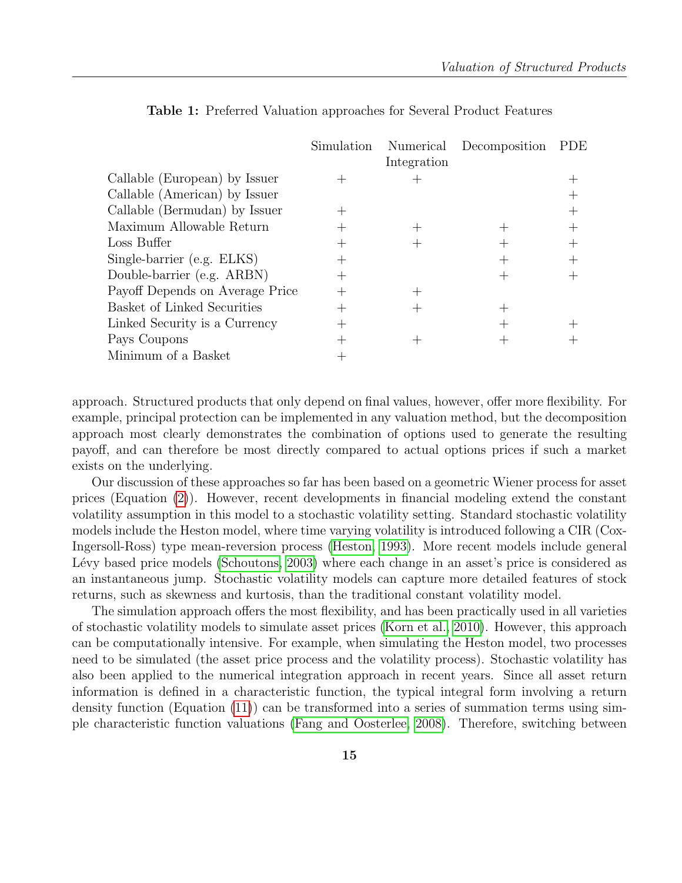**Table 1:** Preferred Valuation approaches for Several Product Features

| | Simulation | Numerical Integration | Decomposition | PDE |
|---|---|---|---|---|
| Callable (European) by Issuer | + | + | | + |
| Callable (American) by Issuer | | | | + |
| Callable (Bermudan) by Issuer | + | | | + |
| Maximum Allowable Return | + | + | + | + |
| Loss Buffer | + | + | + | + |
| Single-barrier (e.g. ELKS) | + | | + | + |
| Double-barrier (e.g. ARBN) | + | | + | + |
| Payoff Depends on Average Price | + | + | | |
| Basket of Linked Securities | + | + | + | |
| Linked Security is a Currency | + | | + | + |
| Pays Coupons | + | + | + | + |
| Minimum of a Basket | + | | | |

approach. Structured products that only depend on final values, however, offer more flexibility. For example, principal protection can be implemented in any valuation method, but the decomposition approach most clearly demonstrates the combination of options used to generate the resulting payoff, and can therefore be most directly compared to actual options prices if such a market exists on the underlying.

Our discussion of these approaches so far has been based on a geometric Wiener process for asset prices (Equation (2)). However, recent developments in financial modeling extend the constant volatility assumption in this model to a stochastic volatility setting. Standard stochastic volatility models include the Heston model, where time varying volatility is introduced following a CIR (Cox-Ingersoll-Ross) type mean-reversion process (Heston, 1993). More recent models include general Lévy based price models (Schoutons, 2003) where each change in an asset's price is considered as an instantaneous jump. Stochastic volatility models can capture more detailed features of stock returns, such as skewness and kurtosis, than the traditional constant volatility model.

The simulation approach offers the most flexibility, and has been practically used in all varieties of stochastic volatility models to simulate asset prices (Korn et al., 2010). However, this approach can be computationally intensive. For example, when simulating the Heston model, two processes need to be simulated (the asset price process and the volatility process). Stochastic volatility has also been applied to the numerical integration approach in recent years. Since all asset return information is defined in a characteristic function, the typical integral form involving a return density function (Equation (11)) can be transformed into a series of summation terms using simple characteristic function valuations (Fang and Oosterlee, 2008). Therefore, switching between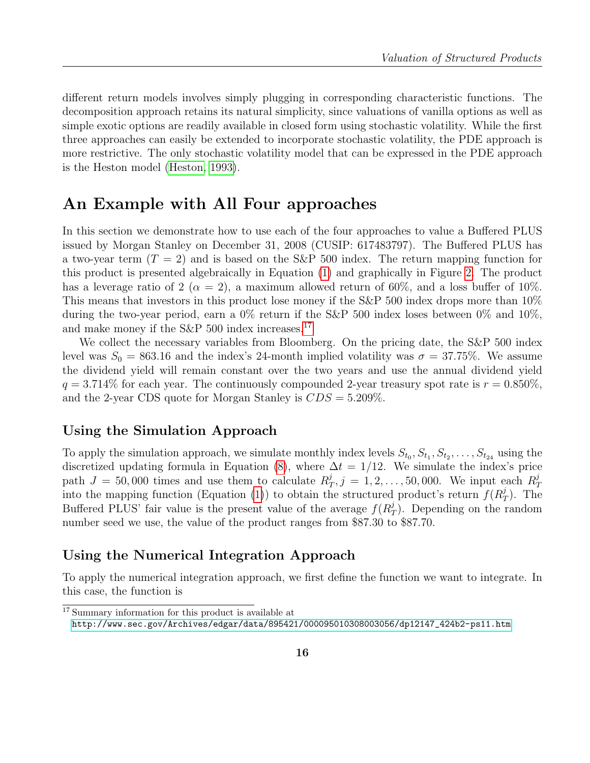different return models involves simply plugging in corresponding characteristic functions. The decomposition approach retains its natural simplicity, since valuations of vanilla options as well as simple exotic options are readily available in closed form using stochastic volatility. While the first three approaches can easily be extended to incorporate stochastic volatility, the PDE approach is more restrictive. The only stochastic volatility model that can be expressed in the PDE approach is the Heston model (Heston, 1993).

## An Example with All Four approaches

In this section we demonstrate how to use each of the four approaches to value a Buffered PLUS issued by Morgan Stanley on December 31, 2008 (CUSIP: 617483797). The Buffered PLUS has a two-year term ($T = 2$) and is based on the S&P 500 index. The return mapping function for this product is presented algebraically in Equation (1) and graphically in Figure 2. The product has a leverage ratio of 2 ($\alpha = 2$), a maximum allowed return of 60%, and a loss buffer of 10%. This means that investors in this product lose money if the S&P 500 index drops more than 10% during the two-year period, earn a 0% return if the S&P 500 index loses between 0% and 10%, and make money if the S&P 500 index increases.[17]

We collect the necessary variables from Bloomberg. On the pricing date, the S&P 500 index level was $S_0 = 863.16$ and the index's 24-month implied volatility was $\sigma = 37.75\%$. We assume the dividend yield will remain constant over the two years and use the annual dividend yield $q = 3.714\%$ for each year. The continuously compounded 2-year treasury spot rate is $r = 0.850\%$, and the 2-year CDS quote for Morgan Stanley is $CDS = 5.209\%$.

### Using the Simulation Approach

To apply the simulation approach, we simulate monthly index levels $S_{t_0}, S_{t_1}, S_{t_2}, \ldots, S_{t_{24}}$ using the discretized updating formula in Equation (8), where $\Delta t = 1/12$. We simulate the index's price path $J = 50,000$ times and use them to calculate $R_T^j, j = 1, 2, \ldots, 50,000$. We input each $R_T^j$ into the mapping function (Equation (1)) to obtain the structured product's return $f(R_T^j)$. The Buffered PLUS' fair value is the present value of the average $f(R_T^j)$. Depending on the random number seed we use, the value of the product ranges from \$87.30 to \$87.70.

### Using the Numerical Integration Approach

To apply the numerical integration approach, we first define the function we want to integrate. In this case, the function is

[17] Summary information for this product is available at http://www.sec.gov/Archives/edgar/data/895421/000095010308003056/dp12147_424b2-ps11.htm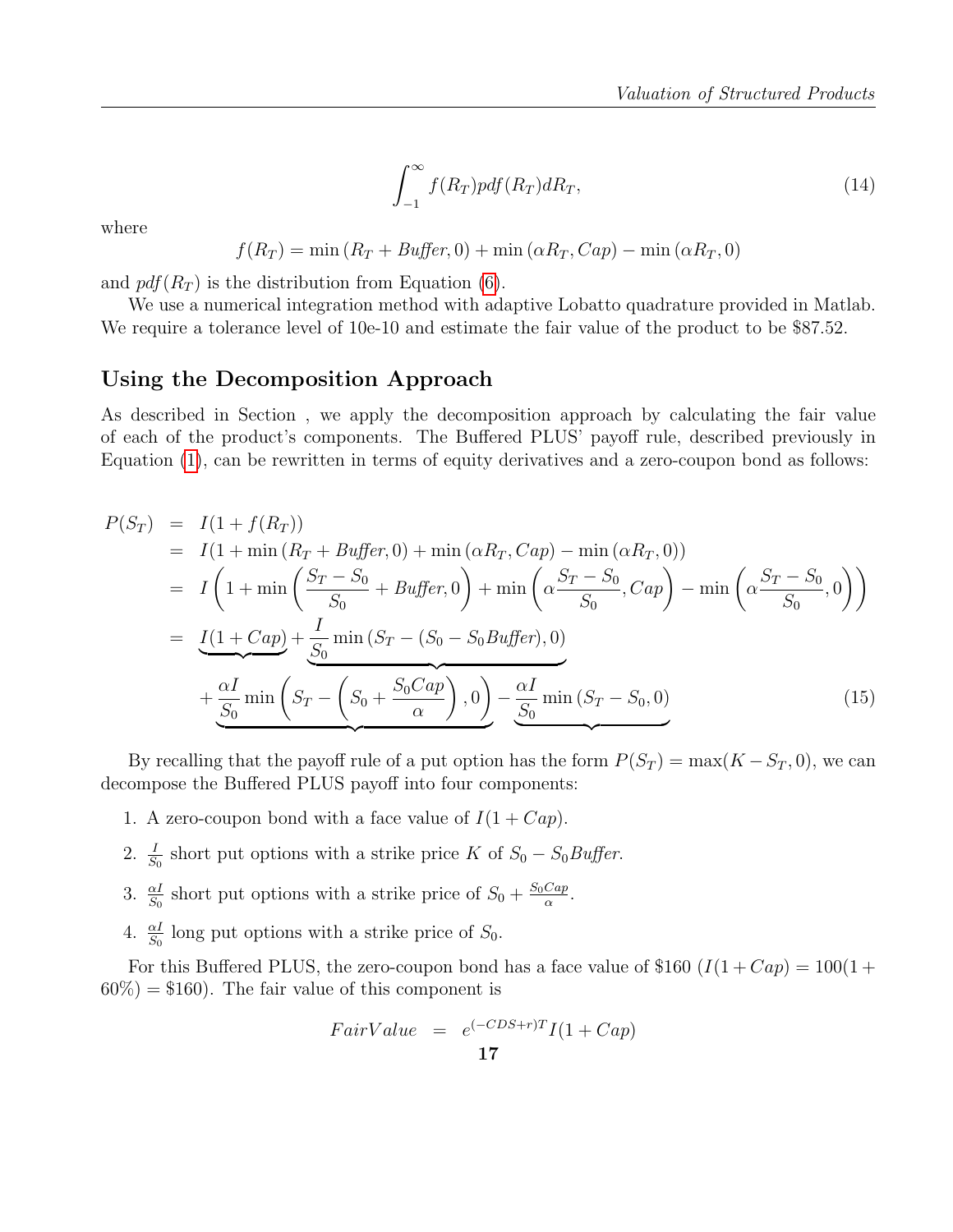$$\int_{-1}^{\infty} f(R_T) pdf(R_T) dR_T, \tag{14}$$

where

$$f(R_T) = \min(R_T + Buffer, 0) + \min(\alpha R_T, Cap) - \min(\alpha R_T, 0)$$

and $pdf(R_T)$ is the distribution from Equation (6).

We use a numerical integration method with adaptive Lobatto quadrature provided in Matlab. We require a tolerance level of 10e-10 and estimate the fair value of the product to be $87.52.

## Using the Decomposition Approach

As described in Section , we apply the decomposition approach by calculating the fair value of each of the product's components. The Buffered PLUS' payoff rule, described previously in Equation (1), can be rewritten in terms of equity derivatives and a zero-coupon bond as follows:

$$\begin{aligned}
P(S_T) &= I(1 + f(R_T)) \\
&= I(1 + \min(R_T + Buffer, 0) + \min(\alpha R_T, Cap) - \min(\alpha R_T, 0)) \\
&= I\left(1 + \min\left(\frac{S_T - S_0}{S_0} + Buffer, 0\right) + \min\left(\alpha \frac{S_T - S_0}{S_0}, Cap\right) - \min\left(\alpha \frac{S_T - S_0}{S_0}, 0\right)\right) \\
&= \underbrace{I(1 + Cap)} + \underbrace{\frac{I}{S_0} \min(S_T - (S_0 - S_0 Buffer), 0)} \\
&\quad + \underbrace{\frac{\alpha I}{S_0} \min\left(S_T - \left(S_0 + \frac{S_0 Cap}{\alpha}\right), 0\right)} - \underbrace{\frac{\alpha I}{S_0} \min(S_T - S_0, 0)}
\end{aligned} \tag{15}$$

By recalling that the payoff rule of a put option has the form $P(S_T) = \max(K - S_T, 0)$, we can decompose the Buffered PLUS payoff into four components:

1. A zero-coupon bond with a face value of $I(1 + Cap)$.
2. $\frac{I}{S_0}$ short put options with a strike price $K$ of $S_0 - S_0 Buffer$.
3. $\frac{\alpha I}{S_0}$ short put options with a strike price of $S_0 + \frac{S_0 Cap}{\alpha}$.
4. $\frac{\alpha I}{S_0}$ long put options with a strike price of $S_0$.

For this Buffered PLUS, the zero-coupon bond has a face value of $160 ($I(1 + Cap) = 100(1 + 60\%) = \$160$). The fair value of this component is

$$FairValue = e^{(-CDS+r)T} I(1 + Cap)$$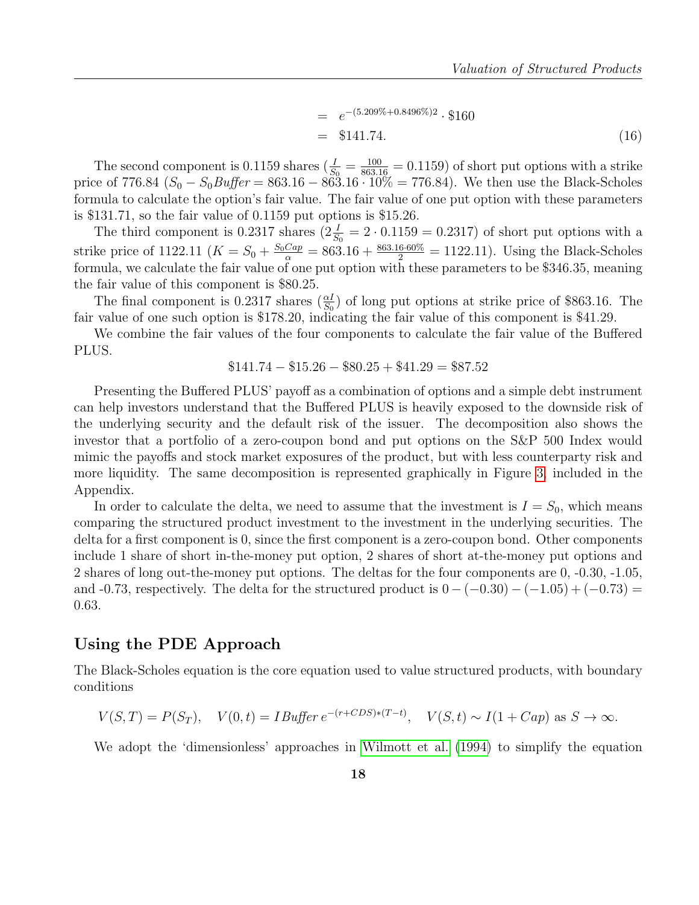$$
\begin{aligned}
&= e^{-(5.209\%+0.8496\%)2} \cdot \$160 \\
&= \$141.74. \qquad (16)
\end{aligned}
$$

The second component is 0.1159 shares ($\frac{I}{S_0} = \frac{100}{863.16} = 0.1159$) of short put options with a strike price of 776.84 ($S_0 - S_0 Buffer = 863.16 - 863.16 \cdot 10\% = 776.84$). We then use the Black-Scholes formula to calculate the option's fair value. The fair value of one put option with these parameters is \$131.71, so the fair value of 0.1159 put options is \$15.26.

The third component is 0.2317 shares ($2\frac{I}{S_0} = 2 \cdot 0.1159 = 0.2317$) of short put options with a strike price of 1122.11 ($K = S_0 + \frac{S_0 Cap}{\alpha} = 863.16 + \frac{863.16 \cdot 60\%}{2} = 1122.11$). Using the Black-Scholes formula, we calculate the fair value of one put option with these parameters to be \$346.35, meaning the fair value of this component is \$80.25.

The final component is 0.2317 shares ($\frac{\alpha I}{S_0}$) of long put options at strike price of \$863.16. The fair value of one such option is \$178.20, indicating the fair value of this component is \$41.29.

We combine the fair values of the four components to calculate the fair value of the Buffered PLUS.

$$
\$141.74 - \$15.26 - \$80.25 + \$41.29 = \$87.52
$$

Presenting the Buffered PLUS' payoff as a combination of options and a simple debt instrument can help investors understand that the Buffered PLUS is heavily exposed to the downside risk of the underlying security and the default risk of the issuer. The decomposition also shows the investor that a portfolio of a zero-coupon bond and put options on the S&P 500 Index would mimic the payoffs and stock market exposures of the product, but with less counterparty risk and more liquidity. The same decomposition is represented graphically in Figure 3, included in the Appendix.

In order to calculate the delta, we need to assume that the investment is $I = S_0$, which means comparing the structured product investment to the investment in the underlying securities. The delta for a first component is 0, since the first component is a zero-coupon bond. Other components include 1 share of short in-the-money put option, 2 shares of short at-the-money put options and 2 shares of long out-the-money put options. The deltas for the four components are 0, -0.30, -1.05, and -0.73, respectively. The delta for the structured product is $0 - (-0.30) - (-1.05) + (-0.73) = 0.63$.

## Using the PDE Approach

The Black-Scholes equation is the core equation used to value structured products, with boundary conditions

$$
V(S,T) = P(S_T), \quad V(0,t) = I\,Buffer\, e^{-(r+CDS)*(T-t)}, \quad V(S,t) \sim I(1+Cap) \text{ as } S \to \infty.
$$

We adopt the 'dimensionless' approaches in Wilmott et al. (1994) to simplify the equation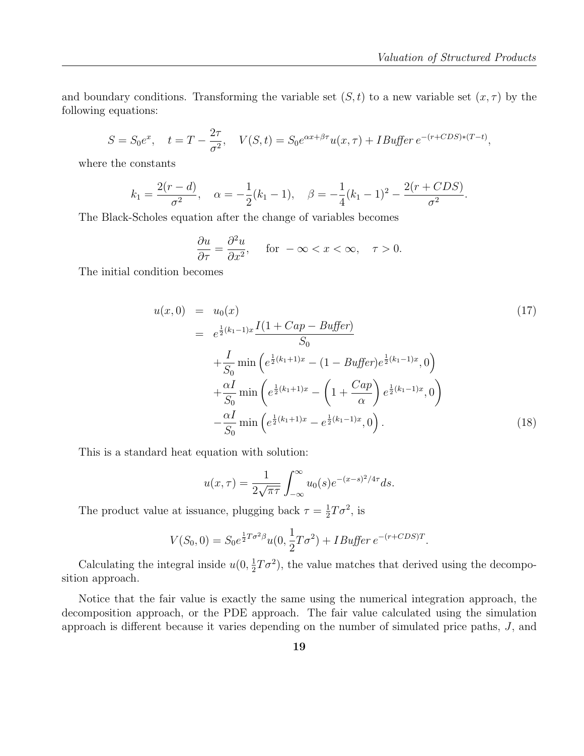and boundary conditions. Transforming the variable set $(S, t)$ to a new variable set $(x, \tau)$ by the following equations:

$$S = S_0 e^x, \quad t = T - \frac{2\tau}{\sigma^2}, \quad V(S,t) = S_0 e^{\alpha x + \beta \tau} u(x, \tau) + I Buffer\, e^{-(r+CDS)*(T-t)},$$

where the constants

$$k_1 = \frac{2(r-d)}{\sigma^2}, \quad \alpha = -\frac{1}{2}(k_1 - 1), \quad \beta = -\frac{1}{4}(k_1-1)^2 - \frac{2(r+CDS)}{\sigma^2}.$$

The Black-Scholes equation after the change of variables becomes

$$\frac{\partial u}{\partial \tau} = \frac{\partial^2 u}{\partial x^2}, \quad \text{for } -\infty < x < \infty, \quad \tau > 0.$$

The initial condition becomes

$$\begin{aligned}
u(x,0) &= u_0(x) \qquad (17) \\
&= e^{\frac{1}{2}(k_1-1)x} \frac{I(1 + Cap - Buffer)}{S_0} \\
&\quad + \frac{I}{S_0} \min\left(e^{\frac{1}{2}(k_1+1)x} - (1 - Buffer) e^{\frac{1}{2}(k_1-1)x}, 0\right) \\
&\quad + \frac{\alpha I}{S_0} \min\left(e^{\frac{1}{2}(k_1+1)x} - \left(1 + \frac{Cap}{\alpha}\right) e^{\frac{1}{2}(k_1-1)x}, 0\right) \\
&\quad - \frac{\alpha I}{S_0} \min\left(e^{\frac{1}{2}(k_1+1)x} - e^{\frac{1}{2}(k_1-1)x}, 0\right). \qquad (18)
\end{aligned}$$

This is a standard heat equation with solution:

$$u(x, \tau) = \frac{1}{2\sqrt{\pi \tau}} \int_{-\infty}^{\infty} u_0(s) e^{-(x-s)^2/4\tau} ds.$$

The product value at issuance, plugging back $\tau = \frac{1}{2} T \sigma^2$, is

$$V(S_0, 0) = S_0 e^{\frac{1}{2} T \sigma^2 \beta} u(0, \frac{1}{2} T \sigma^2) + I Buffer\, e^{-(r+CDS)T}.$$

Calculating the integral inside $u(0, \frac{1}{2}T\sigma^2)$, the value matches that derived using the decomposition approach.

Notice that the fair value is exactly the same using the numerical integration approach, the decomposition approach, or the PDE approach. The fair value calculated using the simulation approach is different because it varies depending on the number of simulated price paths, $J$, and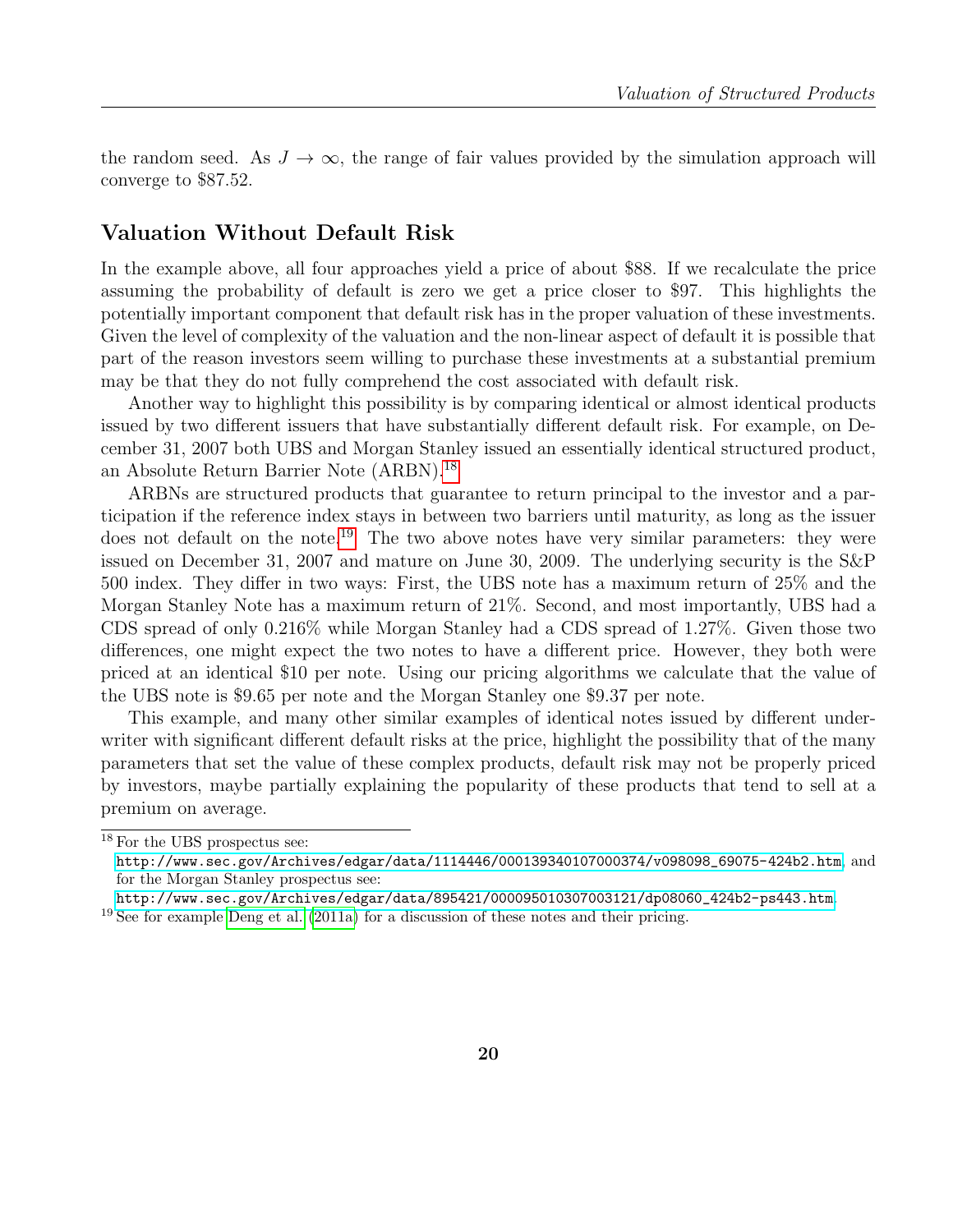the random seed. As $J \to \infty$, the range of fair values provided by the simulation approach will converge to \$87.52.

## Valuation Without Default Risk

In the example above, all four approaches yield a price of about \$88. If we recalculate the price assuming the probability of default is zero we get a price closer to \$97. This highlights the potentially important component that default risk has in the proper valuation of these investments. Given the level of complexity of the valuation and the non-linear aspect of default it is possible that part of the reason investors seem willing to purchase these investments at a substantial premium may be that they do not fully comprehend the cost associated with default risk.

Another way to highlight this possibility is by comparing identical or almost identical products issued by two different issuers that have substantially different default risk. For example, on December 31, 2007 both UBS and Morgan Stanley issued an essentially identical structured product, an Absolute Return Barrier Note (ARBN).[18]

ARBNs are structured products that guarantee to return principal to the investor and a participation if the reference index stays in between two barriers until maturity, as long as the issuer does not default on the note.[19] The two above notes have very similar parameters: they were issued on December 31, 2007 and mature on June 30, 2009. The underlying security is the S&P 500 index. They differ in two ways: First, the UBS note has a maximum return of 25% and the Morgan Stanley Note has a maximum return of 21%. Second, and most importantly, UBS had a CDS spread of only 0.216% while Morgan Stanley had a CDS spread of 1.27%. Given those two differences, one might expect the two notes to have a different price. However, they both were priced at an identical \$10 per note. Using our pricing algorithms we calculate that the value of the UBS note is \$9.65 per note and the Morgan Stanley one \$9.37 per note.

This example, and many other similar examples of identical notes issued by different underwriter with significant different default risks at the price, highlight the possibility that of the many parameters that set the value of these complex products, default risk may not be properly priced by investors, maybe partially explaining the popularity of these products that tend to sell at a premium on average.

---

[18] For the UBS prospectus see: http://www.sec.gov/Archives/edgar/data/1114446/000139340107000374/v098098_69075-424b2.htm, and for the Morgan Stanley prospectus see: http://www.sec.gov/Archives/edgar/data/895421/000095010307003121/dp08060_424b2-ps443.htm.

[19] See for example Deng et al. (2011a) for a discussion of these notes and their pricing.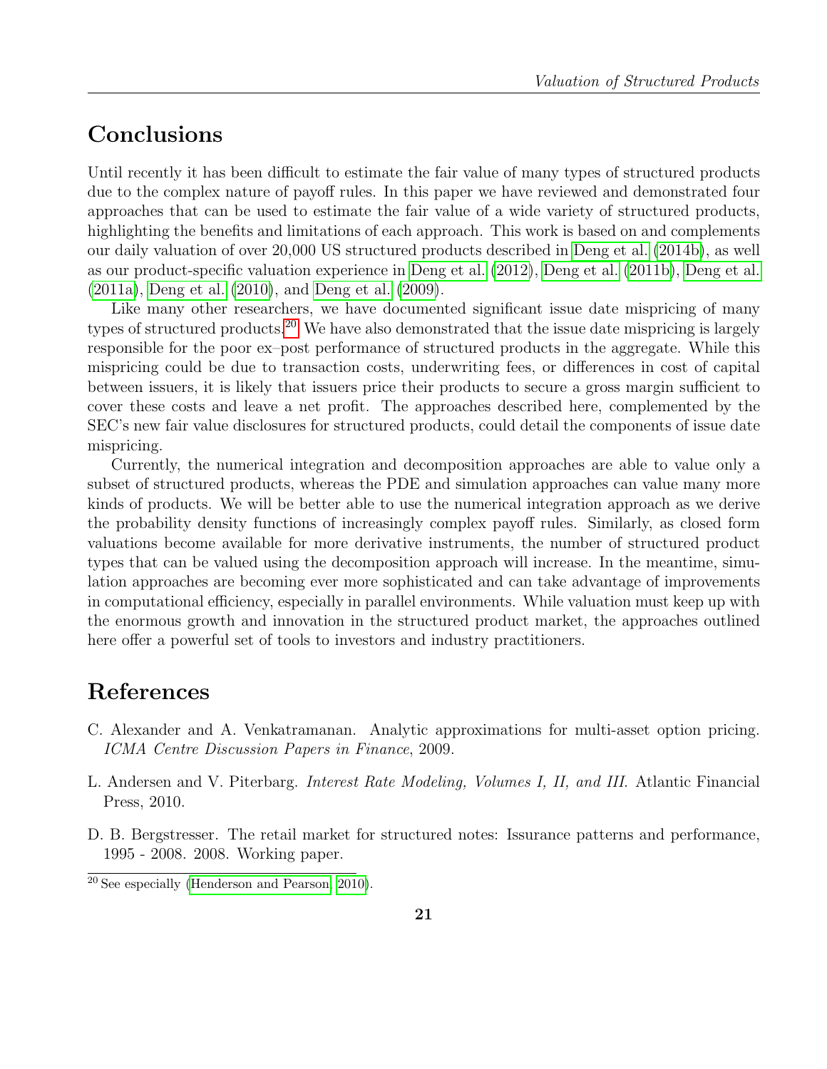## Conclusions

Until recently it has been difficult to estimate the fair value of many types of structured products due to the complex nature of payoff rules. In this paper we have reviewed and demonstrated four approaches that can be used to estimate the fair value of a wide variety of structured products, highlighting the benefits and limitations of each approach. This work is based on and complements our daily valuation of over 20,000 US structured products described in Deng et al. (2014b), as well as our product-specific valuation experience in Deng et al. (2012), Deng et al. (2011b), Deng et al. (2011a), Deng et al. (2010), and Deng et al. (2009).

Like many other researchers, we have documented significant issue date mispricing of many types of structured products.[20] We have also demonstrated that the issue date mispricing is largely responsible for the poor ex–post performance of structured products in the aggregate. While this mispricing could be due to transaction costs, underwriting fees, or differences in cost of capital between issuers, it is likely that issuers price their products to secure a gross margin sufficient to cover these costs and leave a net profit. The approaches described here, complemented by the SEC's new fair value disclosures for structured products, could detail the components of issue date mispricing.

Currently, the numerical integration and decomposition approaches are able to value only a subset of structured products, whereas the PDE and simulation approaches can value many more kinds of products. We will be better able to use the numerical integration approach as we derive the probability density functions of increasingly complex payoff rules. Similarly, as closed form valuations become available for more derivative instruments, the number of structured product types that can be valued using the decomposition approach will increase. In the meantime, simulation approaches are becoming ever more sophisticated and can take advantage of improvements in computational efficiency, especially in parallel environments. While valuation must keep up with the enormous growth and innovation in the structured product market, the approaches outlined here offer a powerful set of tools to investors and industry practitioners.

## References

C. Alexander and A. Venkatramanan. Analytic approximations for multi-asset option pricing. *ICMA Centre Discussion Papers in Finance*, 2009.

L. Andersen and V. Piterbarg. *Interest Rate Modeling, Volumes I, II, and III.* Atlantic Financial Press, 2010.

D. B. Bergstresser. The retail market for structured notes: Issurance patterns and performance, 1995 - 2008. 2008. Working paper.

[20] See especially (Henderson and Pearson, 2010).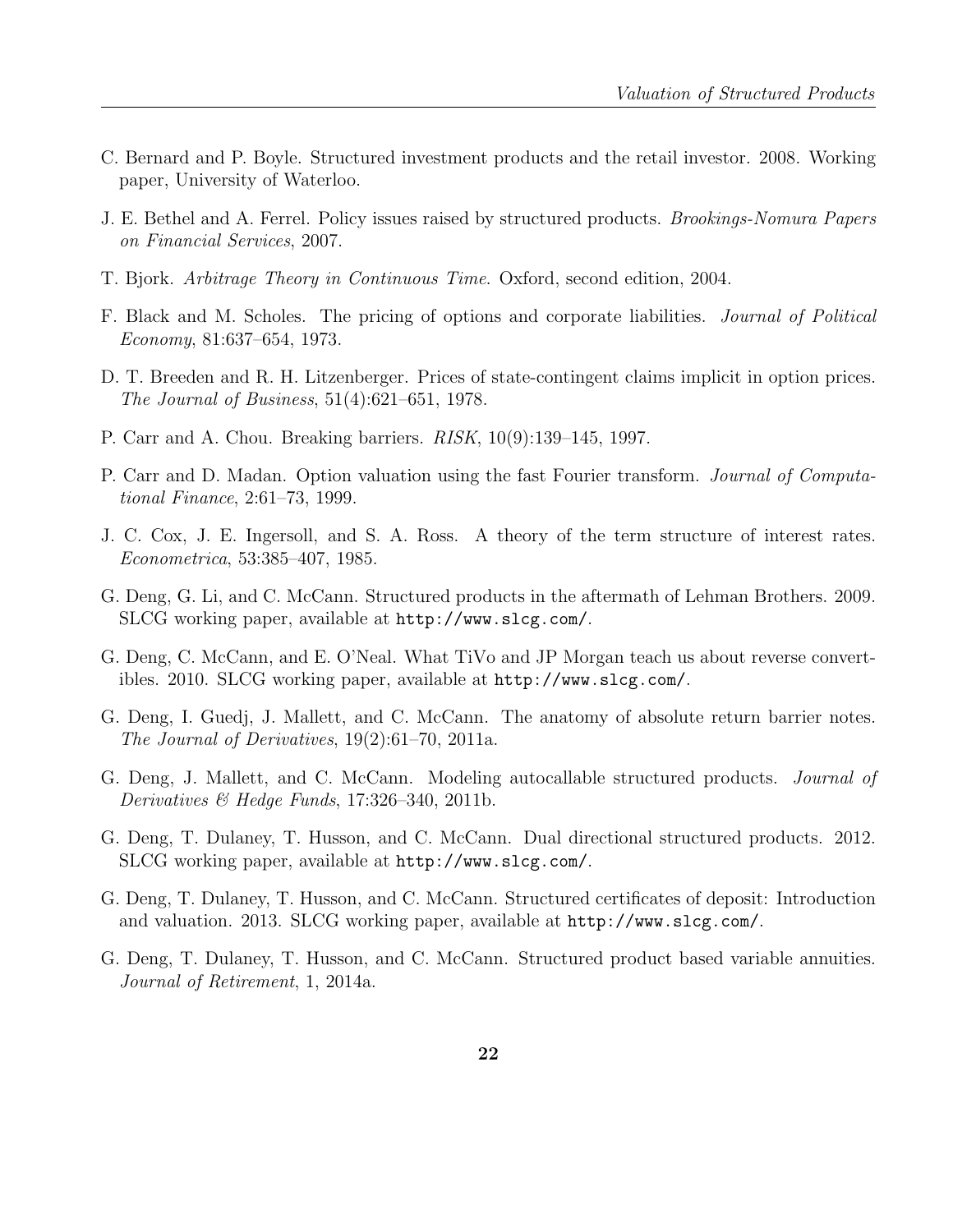C. Bernard and P. Boyle. Structured investment products and the retail investor. 2008. Working paper, University of Waterloo.

J. E. Bethel and A. Ferrel. Policy issues raised by structured products. *Brookings-Nomura Papers on Financial Services*, 2007.

T. Bjork. *Arbitrage Theory in Continuous Time*. Oxford, second edition, 2004.

F. Black and M. Scholes. The pricing of options and corporate liabilities. *Journal of Political Economy*, 81:637–654, 1973.

D. T. Breeden and R. H. Litzenberger. Prices of state-contingent claims implicit in option prices. *The Journal of Business*, 51(4):621–651, 1978.

P. Carr and A. Chou. Breaking barriers. *RISK*, 10(9):139–145, 1997.

P. Carr and D. Madan. Option valuation using the fast Fourier transform. *Journal of Computational Finance*, 2:61–73, 1999.

J. C. Cox, J. E. Ingersoll, and S. A. Ross. A theory of the term structure of interest rates. *Econometrica*, 53:385–407, 1985.

G. Deng, G. Li, and C. McCann. Structured products in the aftermath of Lehman Brothers. 2009. SLCG working paper, available at `http://www.slcg.com/`.

G. Deng, C. McCann, and E. O'Neal. What TiVo and JP Morgan teach us about reverse convertibles. 2010. SLCG working paper, available at `http://www.slcg.com/`.

G. Deng, I. Guedj, J. Mallett, and C. McCann. The anatomy of absolute return barrier notes. *The Journal of Derivatives*, 19(2):61–70, 2011a.

G. Deng, J. Mallett, and C. McCann. Modeling autocallable structured products. *Journal of Derivatives & Hedge Funds*, 17:326–340, 2011b.

G. Deng, T. Dulaney, T. Husson, and C. McCann. Dual directional structured products. 2012. SLCG working paper, available at `http://www.slcg.com/`.

G. Deng, T. Dulaney, T. Husson, and C. McCann. Structured certificates of deposit: Introduction and valuation. 2013. SLCG working paper, available at `http://www.slcg.com/`.

G. Deng, T. Dulaney, T. Husson, and C. McCann. Structured product based variable annuities. *Journal of Retirement*, 1, 2014a.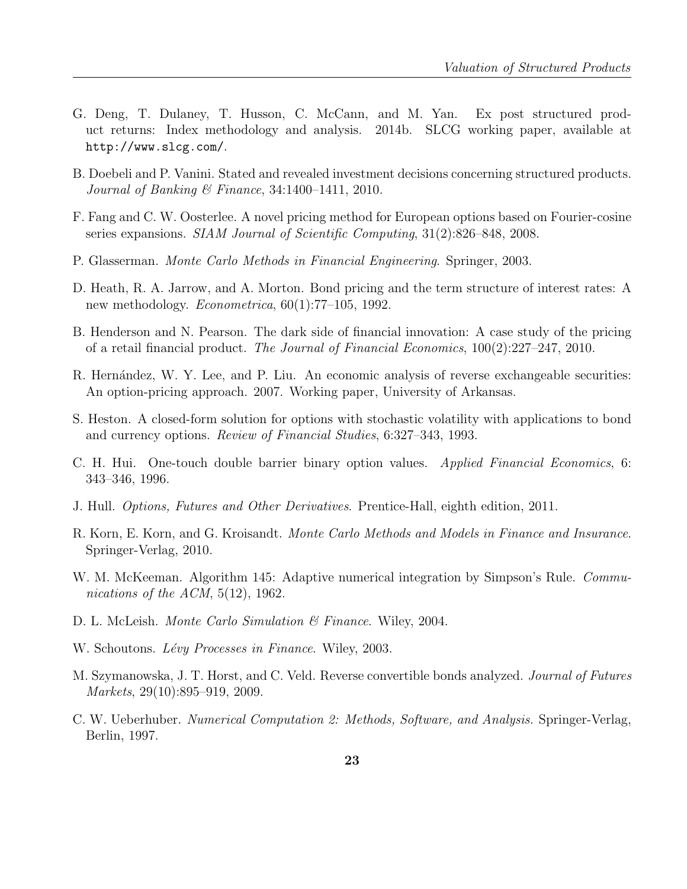G. Deng, T. Dulaney, T. Husson, C. McCann, and M. Yan. Ex post structured product returns: Index methodology and analysis. 2014b. SLCG working paper, available at `http://www.slcg.com/`.

B. Doebeli and P. Vanini. Stated and revealed investment decisions concerning structured products. *Journal of Banking & Finance*, 34:1400–1411, 2010.

F. Fang and C. W. Oosterlee. A novel pricing method for European options based on Fourier-cosine series expansions. *SIAM Journal of Scientific Computing*, 31(2):826–848, 2008.

P. Glasserman. *Monte Carlo Methods in Financial Engineering*. Springer, 2003.

D. Heath, R. A. Jarrow, and A. Morton. Bond pricing and the term structure of interest rates: A new methodology. *Econometrica*, 60(1):77–105, 1992.

B. Henderson and N. Pearson. The dark side of financial innovation: A case study of the pricing of a retail financial product. *The Journal of Financial Economics*, 100(2):227–247, 2010.

R. Hernández, W. Y. Lee, and P. Liu. An economic analysis of reverse exchangeable securities: An option-pricing approach. 2007. Working paper, University of Arkansas.

S. Heston. A closed-form solution for options with stochastic volatility with applications to bond and currency options. *Review of Financial Studies*, 6:327–343, 1993.

C. H. Hui. One-touch double barrier binary option values. *Applied Financial Economics*, 6: 343–346, 1996.

J. Hull. *Options, Futures and Other Derivatives*. Prentice-Hall, eighth edition, 2011.

R. Korn, E. Korn, and G. Kroisandt. *Monte Carlo Methods and Models in Finance and Insurance*. Springer-Verlag, 2010.

W. M. McKeeman. Algorithm 145: Adaptive numerical integration by Simpson's Rule. *Communications of the ACM*, 5(12), 1962.

D. L. McLeish. *Monte Carlo Simulation & Finance*. Wiley, 2004.

W. Schoutons. *Lévy Processes in Finance*. Wiley, 2003.

M. Szymanowska, J. T. Horst, and C. Veld. Reverse convertible bonds analyzed. *Journal of Futures Markets*, 29(10):895–919, 2009.

C. W. Ueberhuber. *Numerical Computation 2: Methods, Software, and Analysis*. Springer-Verlag, Berlin, 1997.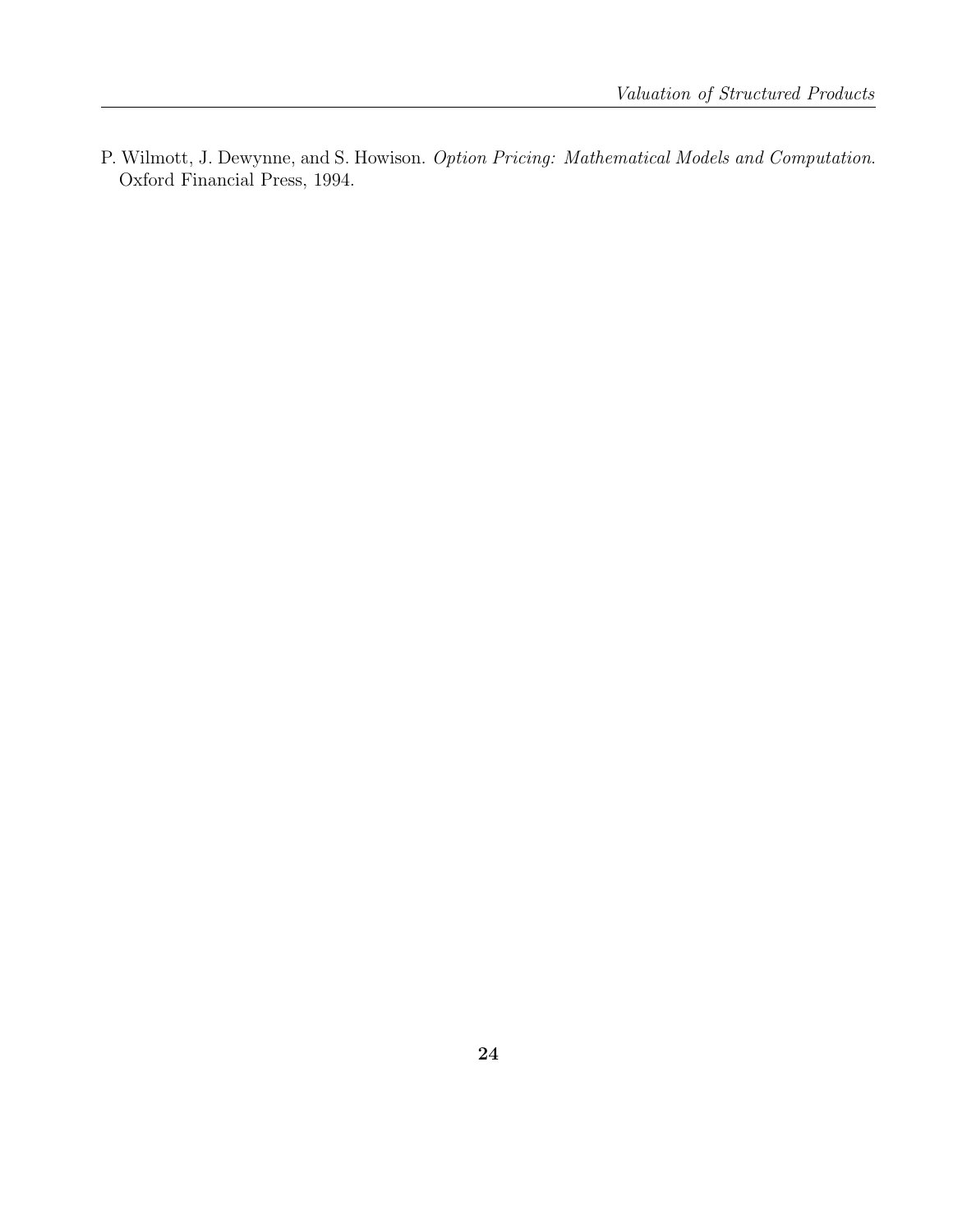P. Wilmott, J. Dewynne, and S. Howison. *Option Pricing: Mathematical Models and Computation*. Oxford Financial Press, 1994.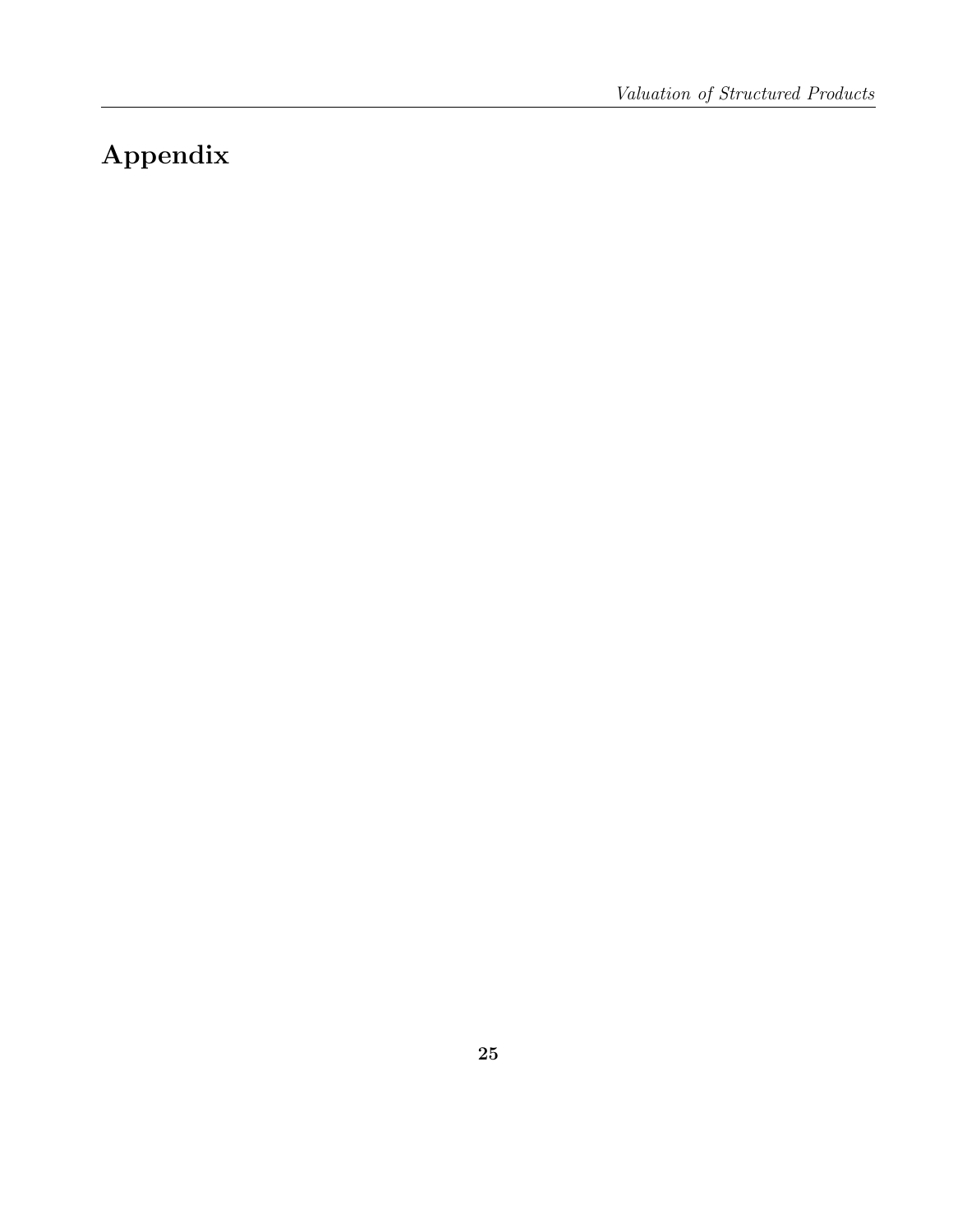# Appendix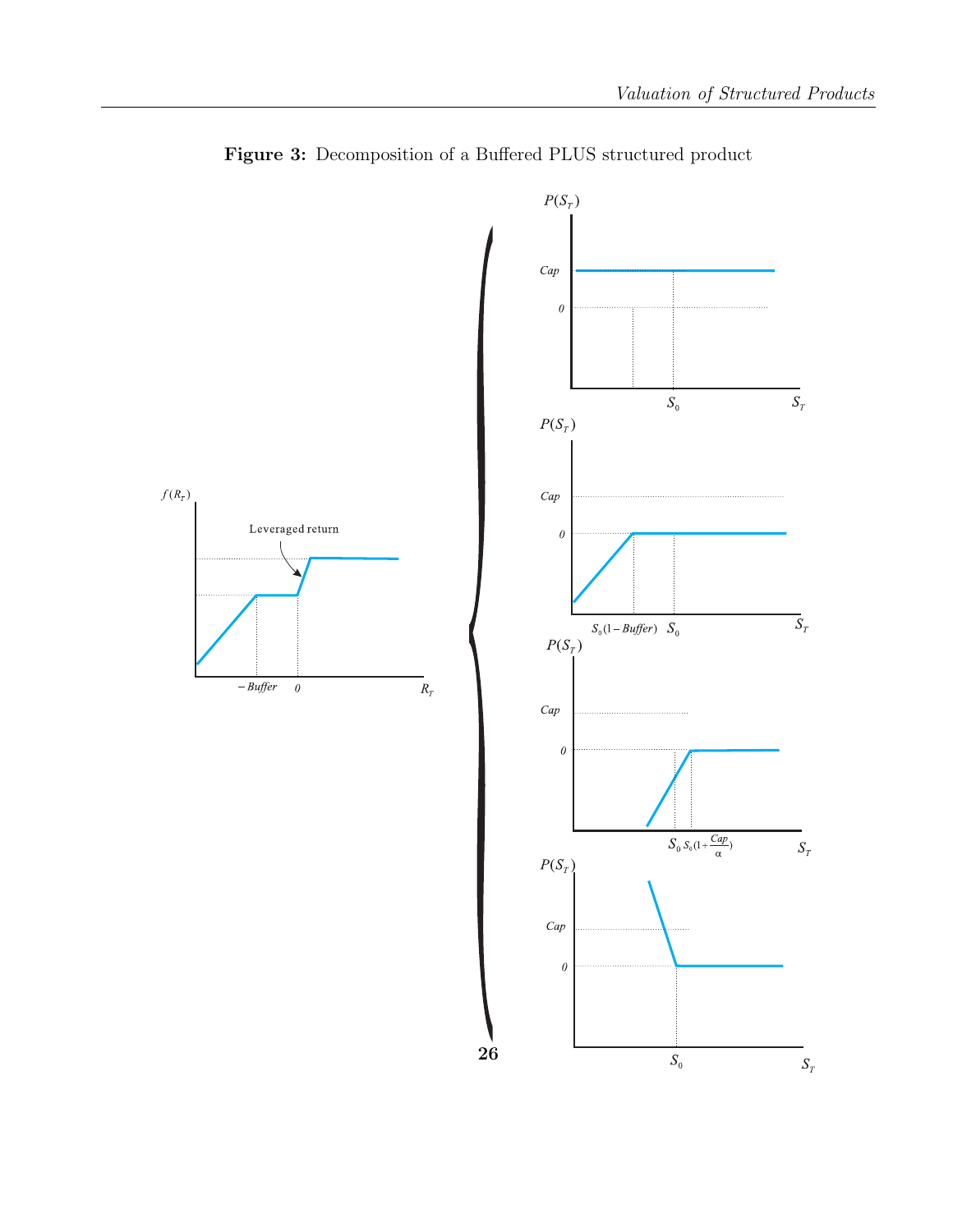**Figure 3:** Decomposition of a Buffered PLUS structured product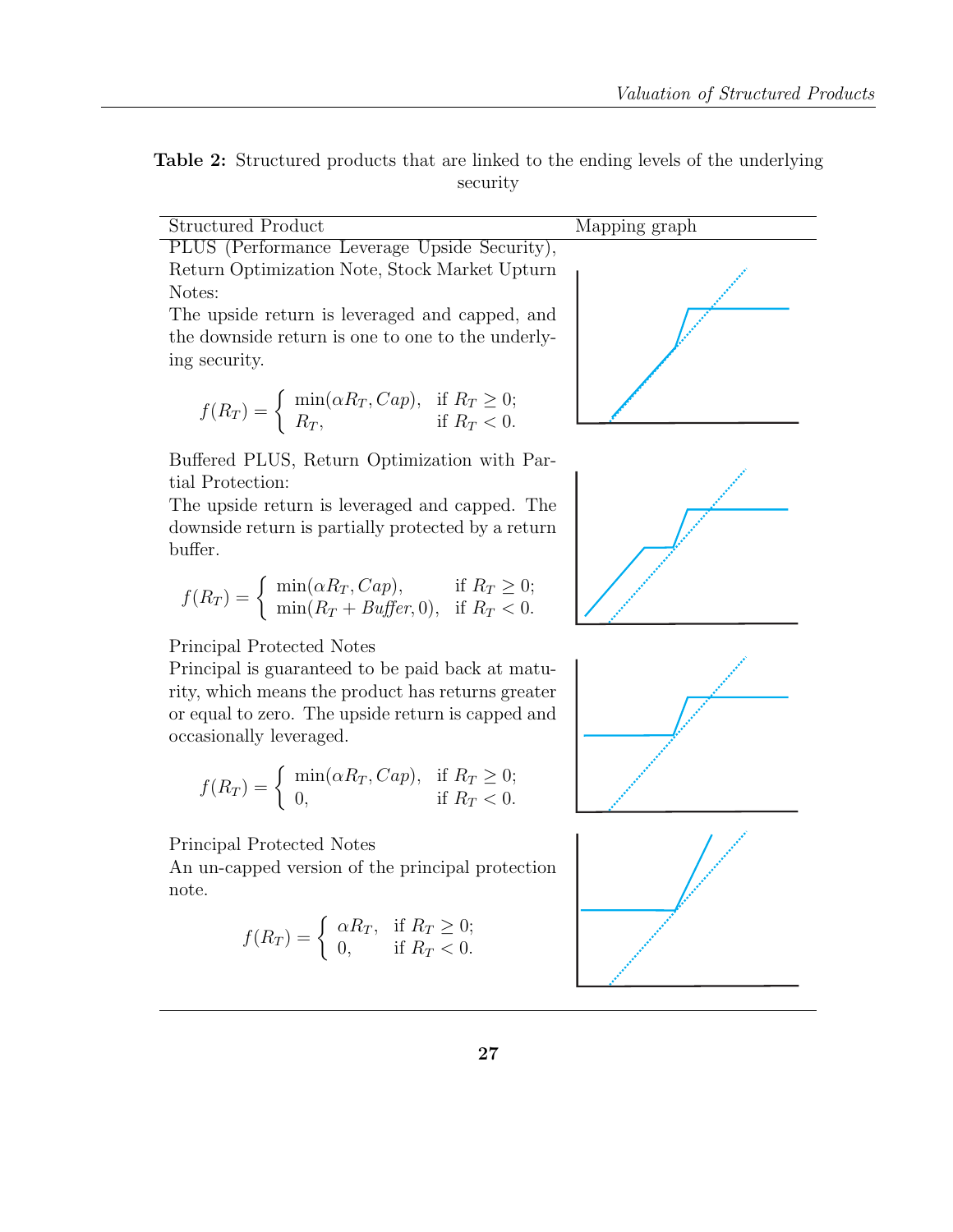**Table 2:** Structured products that are linked to the ending levels of the underlying security

| Structured Product | Mapping graph |
|---|---|
| PLUS (Performance Leverage Upside Security), Return Optimization Note, Stock Market Upturn Notes: The upside return is leveraged and capped, and the downside return is one to one to the underlying security. $$f(R_T) = \begin{cases} \min(\alpha R_T, Cap), & \text{if } R_T \geq 0; \\ R_T, & \text{if } R_T < 0. \end{cases}$$ | |
| Buffered PLUS, Return Optimization with Partial Protection: The upside return is leveraged and capped. The downside return is partially protected by a return buffer. $$f(R_T) = \begin{cases} \min(\alpha R_T, Cap), & \text{if } R_T \geq 0; \\ \min(R_T + Buffer, 0), & \text{if } R_T < 0. \end{cases}$$ | |
| Principal Protected Notes Principal is guaranteed to be paid back at maturity, which means the product has returns greater or equal to zero. The upside return is capped and occasionally leveraged. $$f(R_T) = \begin{cases} \min(\alpha R_T, Cap), & \text{if } R_T \geq 0; \\ 0, & \text{if } R_T < 0. \end{cases}$$ | |
| Principal Protected Notes An un-capped version of the principal protection note. $$f(R_T) = \begin{cases} \alpha R_T, & \text{if } R_T \geq 0; \\ 0, & \text{if } R_T < 0. \end{cases}$$ | |